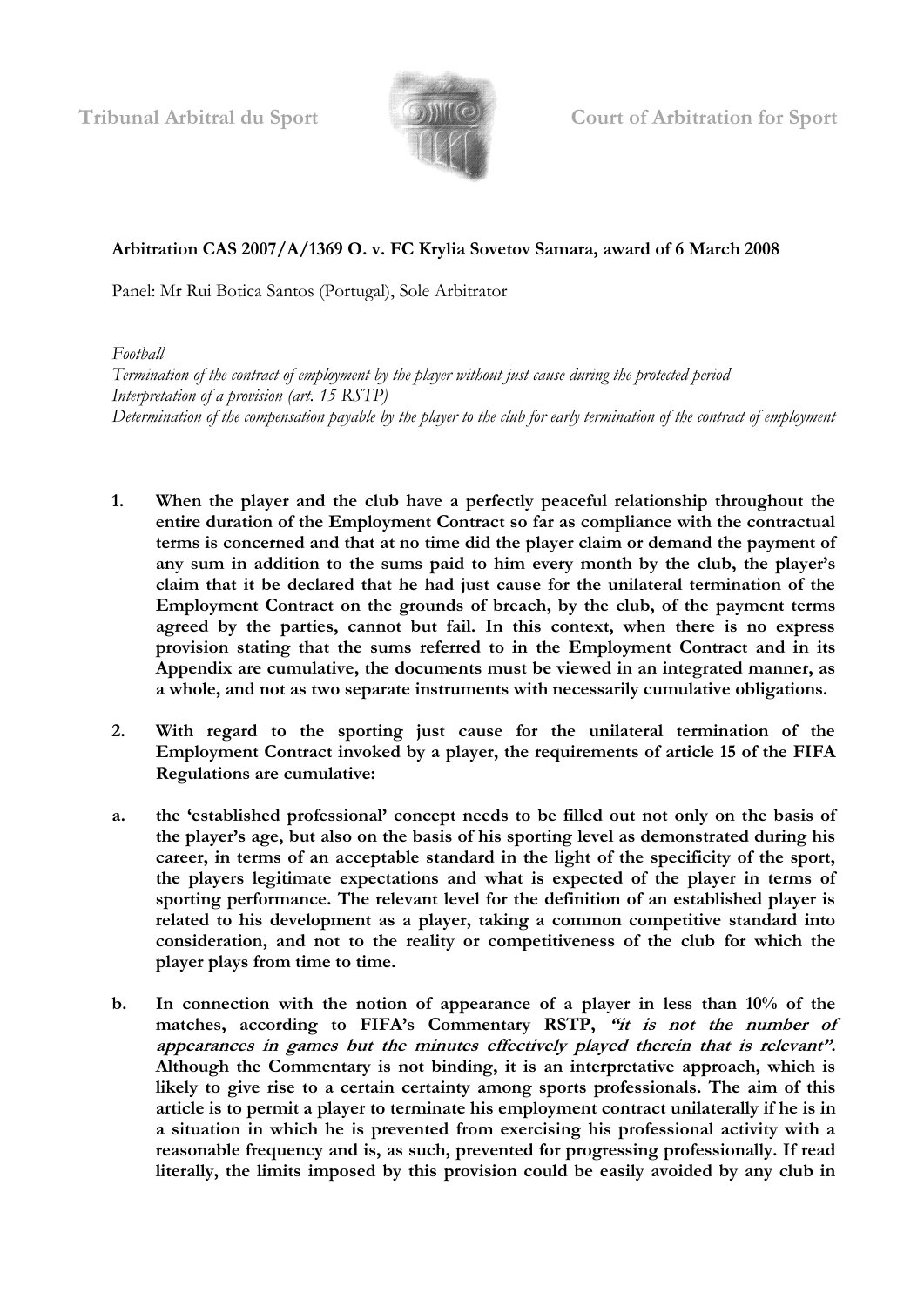Tribunal Arbitral du Sport Court of Arbitration for Sport

**Arbitration CAS 2007/A/1369 O. v. FC Krylia Sovetov Samara, award of 6 March 2008**

Panel: Mr Rui Botica Santos (Portugal), Sole Arbitrator

*Football*
*Termination of the contract of employment by the player without just cause during the protected period*
*Interpretation of a provision (art. 15 RSTP)*
*Determination of the compensation payable by the player to the club for early termination of the contract of employment*

1. **When the player and the club have a perfectly peaceful relationship throughout the entire duration of the Employment Contract so far as compliance with the contractual terms is concerned and that at no time did the player claim or demand the payment of any sum in addition to the sums paid to him every month by the club, the player's claim that it be declared that he had just cause for the unilateral termination of the Employment Contract on the grounds of breach, by the club, of the payment terms agreed by the parties, cannot but fail. In this context, when there is no express provision stating that the sums referred to in the Employment Contract and in its Appendix are cumulative, the documents must be viewed in an integrated manner, as a whole, and not as two separate instruments with necessarily cumulative obligations.**

2. **With regard to the sporting just cause for the unilateral termination of the Employment Contract invoked by a player, the requirements of article 15 of the FIFA Regulations are cumulative:**

   a. **the 'established professional' concept needs to be filled out not only on the basis of the player's age, but also on the basis of his sporting level as demonstrated during his career, in terms of an acceptable standard in the light of the specificity of the sport, the players legitimate expectations and what is expected of the player in terms of sporting performance. The relevant level for the definition of an established player is related to his development as a player, taking a common competitive standard into consideration, and not to the reality or competitiveness of the club for which the player plays from time to time.**

   b. **In connection with the notion of appearance of a player in less than 10% of the matches, according to FIFA's Commentary RSTP, *"it is not the number of appearances in games but the minutes effectively played therein that is relevant"*. Although the Commentary is not binding, it is an interpretative approach, which is likely to give rise to a certain certainty among sports professionals. The aim of this article is to permit a player to terminate his employment contract unilaterally if he is in a situation in which he is prevented from exercising his professional activity with a reasonable frequency and is, as such, prevented for progressing professionally. If read literally, the limits imposed by this provision could be easily avoided by any club in**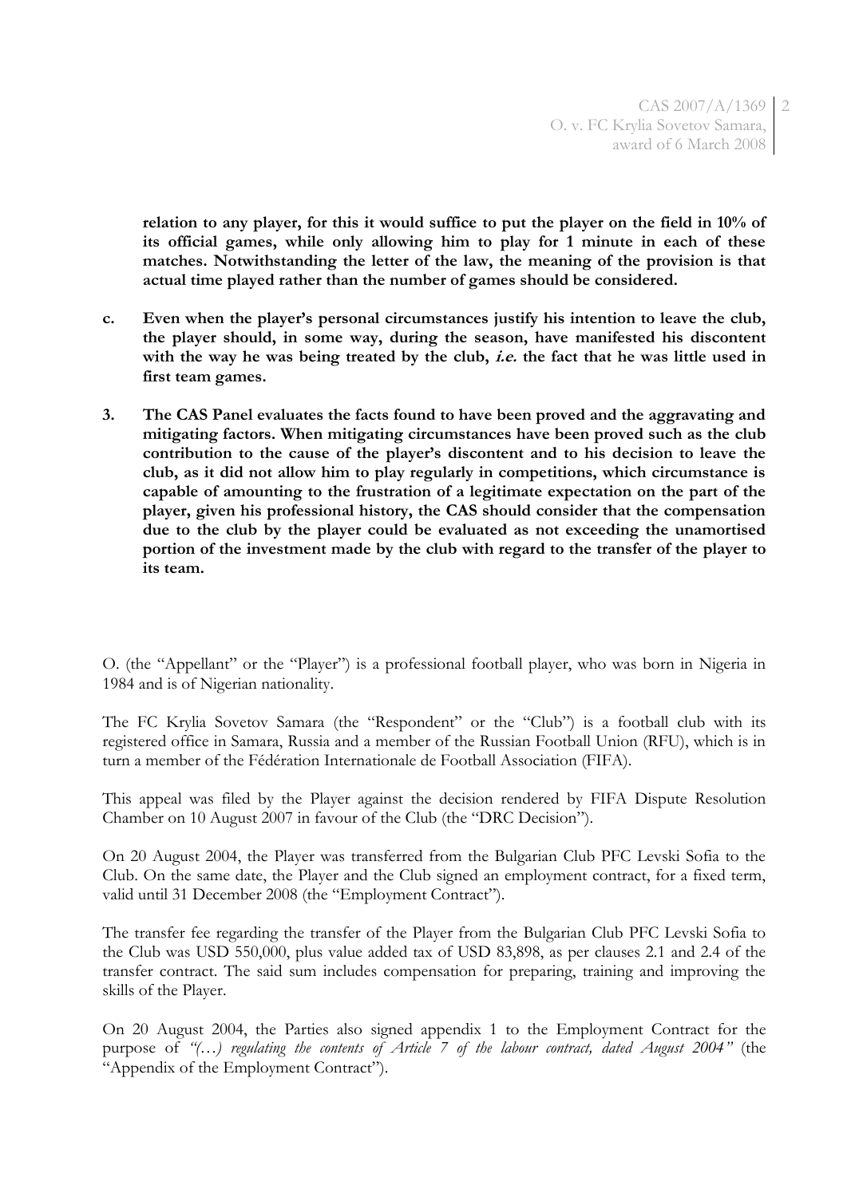**relation to any player, for this it would suffice to put the player on the field in 10% of its official games, while only allowing him to play for 1 minute in each of these matches. Notwithstanding the letter of the law, the meaning of the provision is that actual time played rather than the number of games should be considered.**

c. **Even when the player's personal circumstances justify his intention to leave the club, the player should, in some way, during the season, have manifested his discontent with the way he was being treated by the club, *i.e.* the fact that he was little used in first team games.**

3. **The CAS Panel evaluates the facts found to have been proved and the aggravating and mitigating factors. When mitigating circumstances have been proved such as the club contribution to the cause of the player's discontent and to his decision to leave the club, as it did not allow him to play regularly in competitions, which circumstance is capable of amounting to the frustration of a legitimate expectation on the part of the player, given his professional history, the CAS should consider that the compensation due to the club by the player could be evaluated as not exceeding the unamortised portion of the investment made by the club with regard to the transfer of the player to its team.**

O. (the "Appellant" or the "Player") is a professional football player, who was born in Nigeria in 1984 and is of Nigerian nationality.

The FC Krylia Sovetov Samara (the "Respondent" or the "Club") is a football club with its registered office in Samara, Russia and a member of the Russian Football Union (RFU), which is in turn a member of the Fédération Internationale de Football Association (FIFA).

This appeal was filed by the Player against the decision rendered by FIFA Dispute Resolution Chamber on 10 August 2007 in favour of the Club (the "DRC Decision").

On 20 August 2004, the Player was transferred from the Bulgarian Club PFC Levski Sofia to the Club. On the same date, the Player and the Club signed an employment contract, for a fixed term, valid until 31 December 2008 (the "Employment Contract").

The transfer fee regarding the transfer of the Player from the Bulgarian Club PFC Levski Sofia to the Club was USD 550,000, plus value added tax of USD 83,898, as per clauses 2.1 and 2.4 of the transfer contract. The said sum includes compensation for preparing, training and improving the skills of the Player.

On 20 August 2004, the Parties also signed appendix 1 to the Employment Contract for the purpose of *"(…) regulating the contents of Article 7 of the labour contract, dated August 2004"* (the "Appendix of the Employment Contract").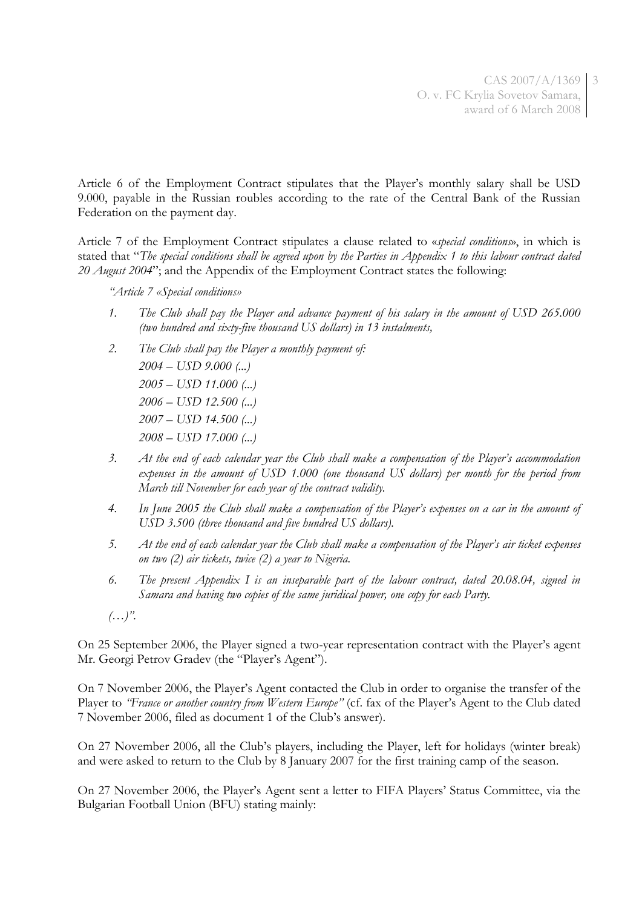Article 6 of the Employment Contract stipulates that the Player's monthly salary shall be USD 9.000, payable in the Russian roubles according to the rate of the Central Bank of the Russian Federation on the payment day.

Article 7 of the Employment Contract stipulates a clause related to «*special conditions*», in which is stated that "*The special conditions shall be agreed upon by the Parties in Appendix 1 to this labour contract dated 20 August 2004*"; and the Appendix of the Employment Contract states the following:

> *"Article 7 «Special conditions»*
>
> 1. *The Club shall pay the Player and advance payment of his salary in the amount of USD 265.000 (two hundred and sixty-five thousand US dollars) in 13 instalments,*
> 2. *The Club shall pay the Player a monthly payment of:*
>    *2004 – USD 9.000 (...)*
>    *2005 – USD 11.000 (...)*
>    *2006 – USD 12.500 (...)*
>    *2007 – USD 14.500 (...)*
>    *2008 – USD 17.000 (...)*
> 3. *At the end of each calendar year the Club shall make a compensation of the Player's accommodation expenses in the amount of USD 1.000 (one thousand US dollars) per month for the period from March till November for each year of the contract validity.*
> 4. *In June 2005 the Club shall make a compensation of the Player's expenses on a car in the amount of USD 3.500 (three thousand and five hundred US dollars).*
> 5. *At the end of each calendar year the Club shall make a compensation of the Player's air ticket expenses on two (2) air tickets, twice (2) a year to Nigeria.*
> 6. *The present Appendix I is an inseparable part of the labour contract, dated 20.08.04, signed in Samara and having two copies of the same juridical power, one copy for each Party.*
>
> *(…)".*

On 25 September 2006, the Player signed a two-year representation contract with the Player's agent Mr. Georgi Petrov Gradev (the "Player's Agent").

On 7 November 2006, the Player's Agent contacted the Club in order to organise the transfer of the Player to *"France or another country from Western Europe"* (cf. fax of the Player's Agent to the Club dated 7 November 2006, filed as document 1 of the Club's answer).

On 27 November 2006, all the Club's players, including the Player, left for holidays (winter break) and were asked to return to the Club by 8 January 2007 for the first training camp of the season.

On 27 November 2006, the Player's Agent sent a letter to FIFA Players' Status Committee, via the Bulgarian Football Union (BFU) stating mainly: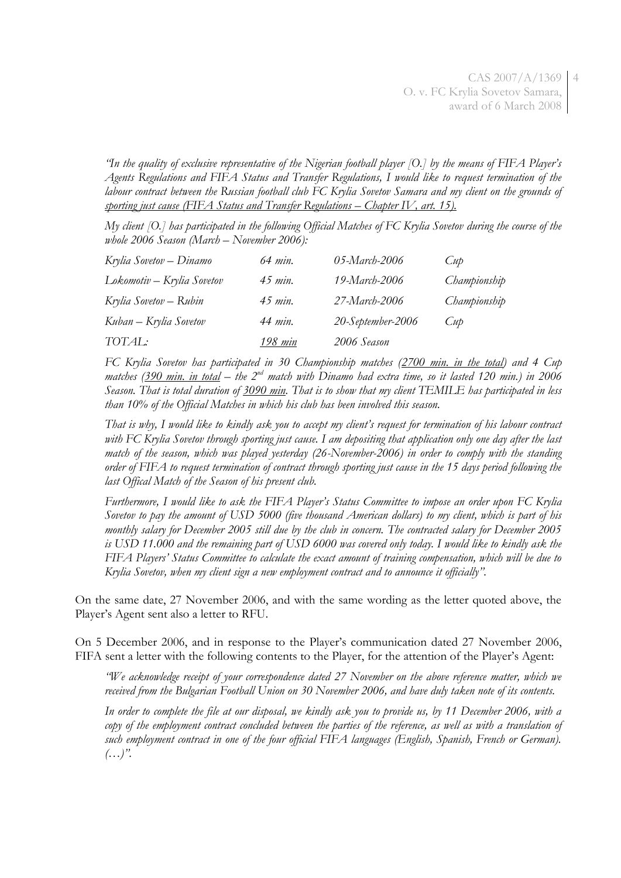*"In the quality of exclusive representative of the Nigerian football player [O.] by the means of FIFA Player's Agents Regulations and FIFA Status and Transfer Regulations, I would like to request termination of the labour contract between the Russian football club FC Krylia Sovetov Samara and my client on the grounds of sporting just cause (FIFA Status and Transfer Regulations – Chapter IV, art. 15).*

*My client [O.] has participated in the following Official Matches of FC Krylia Sovetov during the course of the whole 2006 Season (March – November 2006):*

| | | | |
|---|---|---|---|
| *Krylia Sovetov – Dinamo* | *64 min.* | *05-March-2006* | *Cup* |
| *Lokomotiv – Krylia Sovetov* | *45 min.* | *19-March-2006* | *Championship* |
| *Krylia Sovetov – Rubin* | *45 min.* | *27-March-2006* | *Championship* |
| *Kuban – Krylia Sovetov* | *44 min.* | *20-September-2006* | *Cup* |
| *TOTAL:* | *198 min* | *2006 Season* | |

*FC Krylia Sovetov has participated in 30 Championship matches (2700 min. in the total) and 4 Cup matches (390 min. in total – the 2nd match with Dinamo had extra time, so it lasted 120 min.) in 2006 Season. That is total duration of 3090 min. That is to show that my client TEMILE has participated in less than 10% of the Official Matches in which his club has been involved this season.*

*That is why, I would like to kindly ask you to accept my client's request for termination of his labour contract with FC Krylia Sovetov through sporting just cause. I am depositing that application only one day after the last match of the season, which was played yesterday (26-November-2006) in order to comply with the standing order of FIFA to request termination of contract through sporting just cause in the 15 days period following the last Offical Match of the Season of his present club.*

*Furthermore, I would like to ask the FIFA Player's Status Committee to impose an order upon FC Krylia Sovetov to pay the amount of USD 5000 (five thousand American dollars) to my client, which is part of his monthly salary for December 2005 still due by the club in concern. The contracted salary for December 2005 is USD 11.000 and the remaining part of USD 6000 was covered only today. I would like to kindly ask the FIFA Players' Status Committee to calculate the exact amount of training compensation, which will be due to Krylia Sovetov, when my client sign a new employment contract and to announce it officially".*

On the same date, 27 November 2006, and with the same wording as the letter quoted above, the Player's Agent sent also a letter to RFU.

On 5 December 2006, and in response to the Player's communication dated 27 November 2006, FIFA sent a letter with the following contents to the Player, for the attention of the Player's Agent:

*"We acknowledge receipt of your correspondence dated 27 November on the above reference matter, which we received from the Bulgarian Football Union on 30 November 2006, and have duly taken note of its contents.*

*In order to complete the file at our disposal, we kindly ask you to provide us, by 11 December 2006, with a copy of the employment contract concluded between the parties of the reference, as well as with a translation of such employment contract in one of the four official FIFA languages (English, Spanish, French or German). (…)".*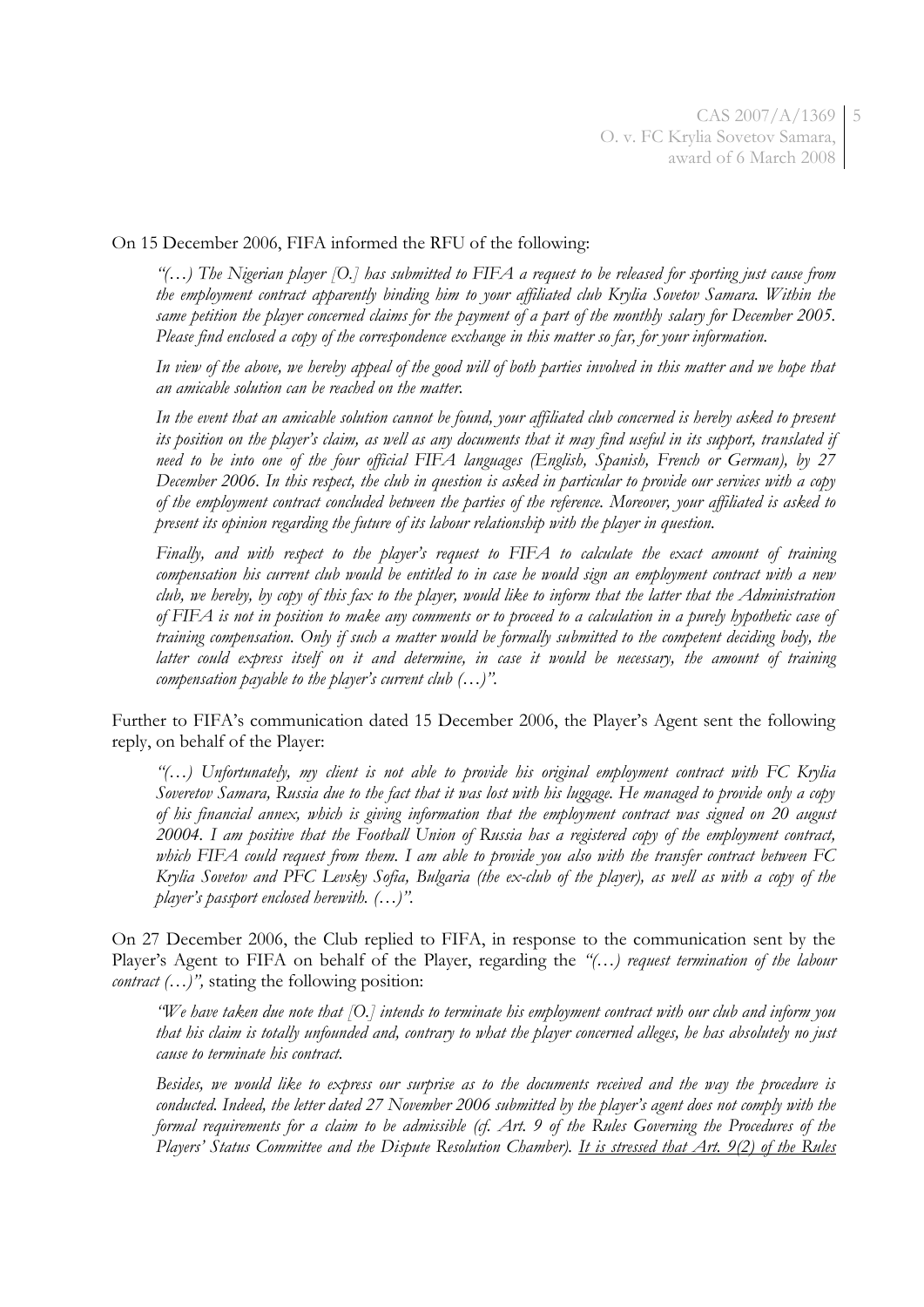On 15 December 2006, FIFA informed the RFU of the following:

> *"(…) The Nigerian player [O.] has submitted to FIFA a request to be released for sporting just cause from the employment contract apparently binding him to your affiliated club Krylia Sovetov Samara. Within the same petition the player concerned claims for the payment of a part of the monthly salary for December 2005. Please find enclosed a copy of the correspondence exchange in this matter so far, for your information.*
>
> *In view of the above, we hereby appeal of the good will of both parties involved in this matter and we hope that an amicable solution can be reached on the matter.*
>
> *In the event that an amicable solution cannot be found, your affiliated club concerned is hereby asked to present its position on the player's claim, as well as any documents that it may find useful in its support, translated if need to be into one of the four official FIFA languages (English, Spanish, French or German), by 27 December 2006. In this respect, the club in question is asked in particular to provide our services with a copy of the employment contract concluded between the parties of the reference. Moreover, your affiliated is asked to present its opinion regarding the future of its labour relationship with the player in question.*
>
> *Finally, and with respect to the player's request to FIFA to calculate the exact amount of training compensation his current club would be entitled to in case he would sign an employment contract with a new club, we hereby, by copy of this fax to the player, would like to inform that the latter that the Administration of FIFA is not in position to make any comments or to proceed to a calculation in a purely hypothetic case of training compensation. Only if such a matter would be formally submitted to the competent deciding body, the latter could express itself on it and determine, in case it would be necessary, the amount of training compensation payable to the player's current club (…)".*

Further to FIFA's communication dated 15 December 2006, the Player's Agent sent the following reply, on behalf of the Player:

> *"(…) Unfortunately, my client is not able to provide his original employment contract with FC Krylia Soveretov Samara, Russia due to the fact that it was lost with his luggage. He managed to provide only a copy of his financial annex, which is giving information that the employment contract was signed on 20 august 20004. I am positive that the Football Union of Russia has a registered copy of the employment contract, which FIFA could request from them. I am able to provide you also with the transfer contract between FC Krylia Sovetov and PFC Levsky Sofia, Bulgaria (the ex-club of the player), as well as with a copy of the player's passport enclosed herewith. (…)".*

On 27 December 2006, the Club replied to FIFA, in response to the communication sent by the Player's Agent to FIFA on behalf of the Player, regarding the *"(…) request termination of the labour contract (…)",* stating the following position:

> *"We have taken due note that [O.] intends to terminate his employment contract with our club and inform you that his claim is totally unfounded and, contrary to what the player concerned alleges, he has absolutely no just cause to terminate his contract.*
>
> *Besides, we would like to express our surprise as to the documents received and the way the procedure is conducted. Indeed, the letter dated 27 November 2006 submitted by the player's agent does not comply with the formal requirements for a claim to be admissible (cf. Art. 9 of the Rules Governing the Procedures of the Players' Status Committee and the Dispute Resolution Chamber). <u>It is stressed that Art. 9(2) of the Rules</u>*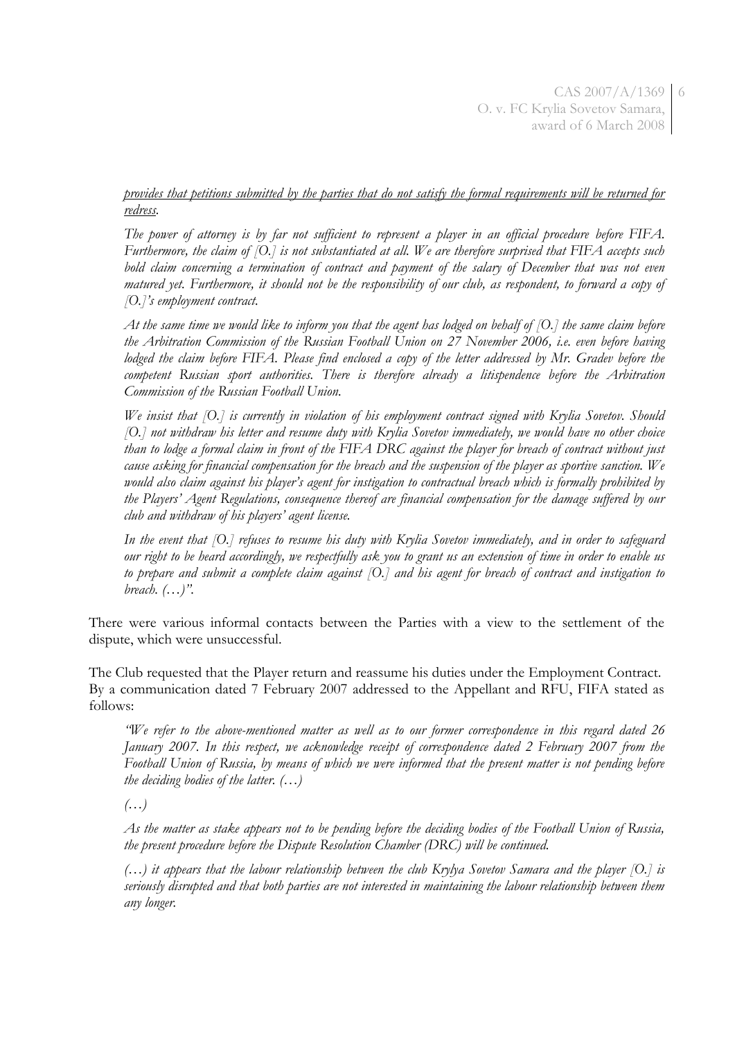*provides that petitions submitted by the parties that do not satisfy the formal requirements will be returned for redress.*

*The power of attorney is by far not sufficient to represent a player in an official procedure before FIFA. Furthermore, the claim of [O.] is not substantiated at all. We are therefore surprised that FIFA accepts such bold claim concerning a termination of contract and payment of the salary of December that was not even matured yet. Furthermore, it should not be the responsibility of our club, as respondent, to forward a copy of [O.]'s employment contract.*

*At the same time we would like to inform you that the agent has lodged on behalf of [O.] the same claim before the Arbitration Commission of the Russian Football Union on 27 November 2006, i.e. even before having lodged the claim before FIFA. Please find enclosed a copy of the letter addressed by Mr. Gradev before the competent Russian sport authorities. There is therefore already a litispendence before the Arbitration Commission of the Russian Football Union.*

*We insist that [O.] is currently in violation of his employment contract signed with Krylia Sovetov. Should [O.] not withdraw his letter and resume duty with Krylia Sovetov immediately, we would have no other choice than to lodge a formal claim in front of the FIFA DRC against the player for breach of contract without just cause asking for financial compensation for the breach and the suspension of the player as sportive sanction. We would also claim against his player's agent for instigation to contractual breach which is formally prohibited by the Players' Agent Regulations, consequence thereof are financial compensation for the damage suffered by our club and withdraw of his players' agent license.*

*In the event that [O.] refuses to resume his duty with Krylia Sovetov immediately, and in order to safeguard our right to be heard accordingly, we respectfully ask you to grant us an extension of time in order to enable us to prepare and submit a complete claim against [O.] and his agent for breach of contract and instigation to breach. (…)".*

There were various informal contacts between the Parties with a view to the settlement of the dispute, which were unsuccessful.

The Club requested that the Player return and reassume his duties under the Employment Contract. By a communication dated 7 February 2007 addressed to the Appellant and RFU, FIFA stated as follows:

*"We refer to the above-mentioned matter as well as to our former correspondence in this regard dated 26 January 2007. In this respect, we acknowledge receipt of correspondence dated 2 February 2007 from the Football Union of Russia, by means of which we were informed that the present matter is not pending before the deciding bodies of the latter. (…)*

*(…)*

*As the matter as stake appears not to be pending before the deciding bodies of the Football Union of Russia, the present procedure before the Dispute Resolution Chamber (DRC) will be continued.*

*(…) it appears that the labour relationship between the club Krylya Sovetov Samara and the player [O.] is seriously disrupted and that both parties are not interested in maintaining the labour relationship between them any longer.*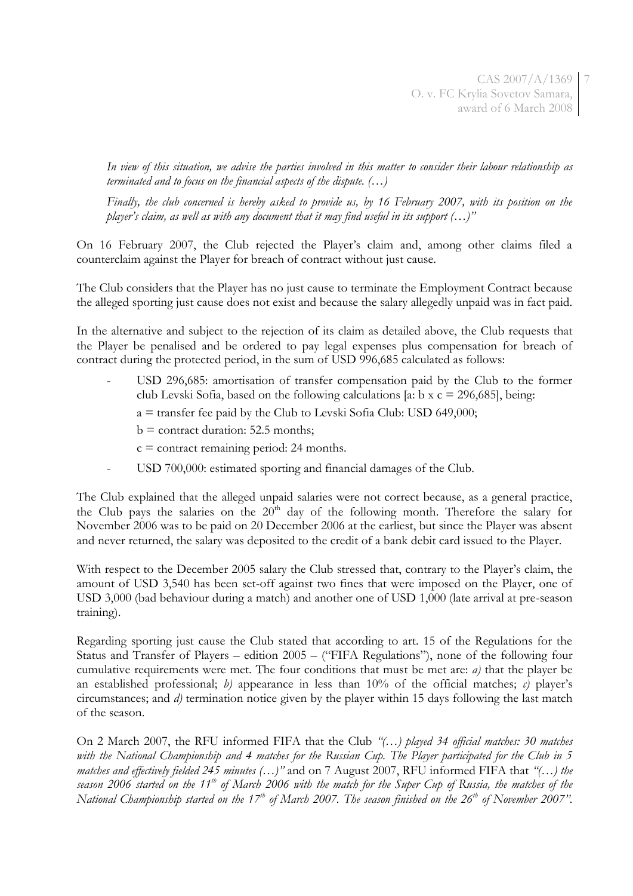*In view of this situation, we advise the parties involved in this matter to consider their labour relationship as terminated and to focus on the financial aspects of the dispute. (…)*

*Finally, the club concerned is hereby asked to provide us, by 16 February 2007, with its position on the player's claim, as well as with any document that it may find useful in its support (…)"*

On 16 February 2007, the Club rejected the Player's claim and, among other claims filed a counterclaim against the Player for breach of contract without just cause.

The Club considers that the Player has no just cause to terminate the Employment Contract because the alleged sporting just cause does not exist and because the salary allegedly unpaid was in fact paid.

In the alternative and subject to the rejection of its claim as detailed above, the Club requests that the Player be penalised and be ordered to pay legal expenses plus compensation for breach of contract during the protected period, in the sum of USD 996,685 calculated as follows:

- USD 296,685: amortisation of transfer compensation paid by the Club to the former club Levski Sofia, based on the following calculations [a: b x c = 296,685], being:

  a = transfer fee paid by the Club to Levski Sofia Club: USD 649,000;

  b = contract duration: 52.5 months;

  c = contract remaining period: 24 months.

- USD 700,000: estimated sporting and financial damages of the Club.

The Club explained that the alleged unpaid salaries were not correct because, as a general practice, the Club pays the salaries on the 20th day of the following month. Therefore the salary for November 2006 was to be paid on 20 December 2006 at the earliest, but since the Player was absent and never returned, the salary was deposited to the credit of a bank debit card issued to the Player.

With respect to the December 2005 salary the Club stressed that, contrary to the Player's claim, the amount of USD 3,540 has been set-off against two fines that were imposed on the Player, one of USD 3,000 (bad behaviour during a match) and another one of USD 1,000 (late arrival at pre-season training).

Regarding sporting just cause the Club stated that according to art. 15 of the Regulations for the Status and Transfer of Players – edition 2005 – ("FIFA Regulations"), none of the following four cumulative requirements were met. The four conditions that must be met are: *a)* that the player be an established professional; *b)* appearance in less than 10% of the official matches; *c)* player's circumstances; and *d)* termination notice given by the player within 15 days following the last match of the season.

On 2 March 2007, the RFU informed FIFA that the Club *"(…) played 34 official matches: 30 matches with the National Championship and 4 matches for the Russian Cup. The Player participated for the Club in 5 matches and effectively fielded 245 minutes (…)"* and on 7 August 2007, RFU informed FIFA that *"(…) the season 2006 started on the 11th of March 2006 with the match for the Super Cup of Russia, the matches of the National Championship started on the 17th of March 2007. The season finished on the 26th of November 2007"*.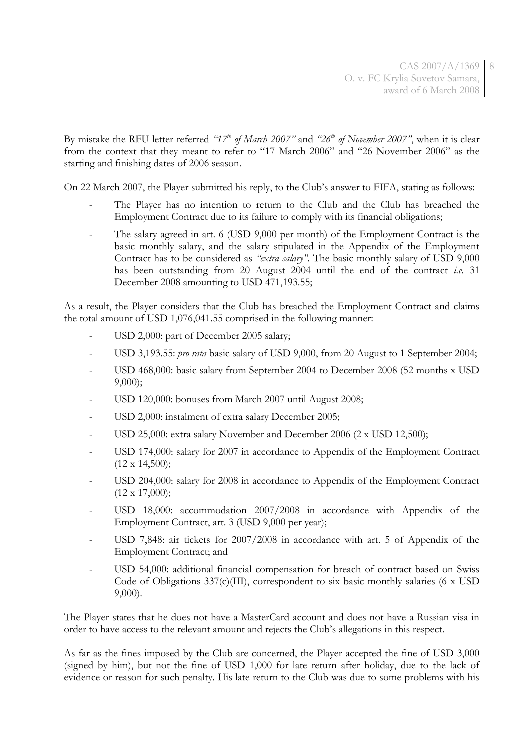By mistake the RFU letter referred *"17th of March 2007"* and *"26th of November 2007"*, when it is clear from the context that they meant to refer to "17 March 2006" and "26 November 2006" as the starting and finishing dates of 2006 season.

On 22 March 2007, the Player submitted his reply, to the Club's answer to FIFA, stating as follows:

- The Player has no intention to return to the Club and the Club has breached the Employment Contract due to its failure to comply with its financial obligations;
- The salary agreed in art. 6 (USD 9,000 per month) of the Employment Contract is the basic monthly salary, and the salary stipulated in the Appendix of the Employment Contract has to be considered as *"extra salary"*. The basic monthly salary of USD 9,000 has been outstanding from 20 August 2004 until the end of the contract *i.e.* 31 December 2008 amounting to USD 471,193.55;

As a result, the Player considers that the Club has breached the Employment Contract and claims the total amount of USD 1,076,041.55 comprised in the following manner:

- USD 2,000: part of December 2005 salary;
- USD 3,193.55: *pro rata* basic salary of USD 9,000, from 20 August to 1 September 2004;
- USD 468,000: basic salary from September 2004 to December 2008 (52 months x USD 9,000);
- USD 120,000: bonuses from March 2007 until August 2008;
- USD 2,000: instalment of extra salary December 2005;
- USD 25,000: extra salary November and December 2006 (2 x USD 12,500);
- USD 174,000: salary for 2007 in accordance to Appendix of the Employment Contract (12 x 14,500);
- USD 204,000: salary for 2008 in accordance to Appendix of the Employment Contract (12 x 17,000);
- USD 18,000: accommodation 2007/2008 in accordance with Appendix of the Employment Contract, art. 3 (USD 9,000 per year);
- USD 7,848: air tickets for 2007/2008 in accordance with art. 5 of Appendix of the Employment Contract; and
- USD 54,000: additional financial compensation for breach of contract based on Swiss Code of Obligations 337(c)(III), correspondent to six basic monthly salaries (6 x USD 9,000).

The Player states that he does not have a MasterCard account and does not have a Russian visa in order to have access to the relevant amount and rejects the Club's allegations in this respect.

As far as the fines imposed by the Club are concerned, the Player accepted the fine of USD 3,000 (signed by him), but not the fine of USD 1,000 for late return after holiday, due to the lack of evidence or reason for such penalty. His late return to the Club was due to some problems with his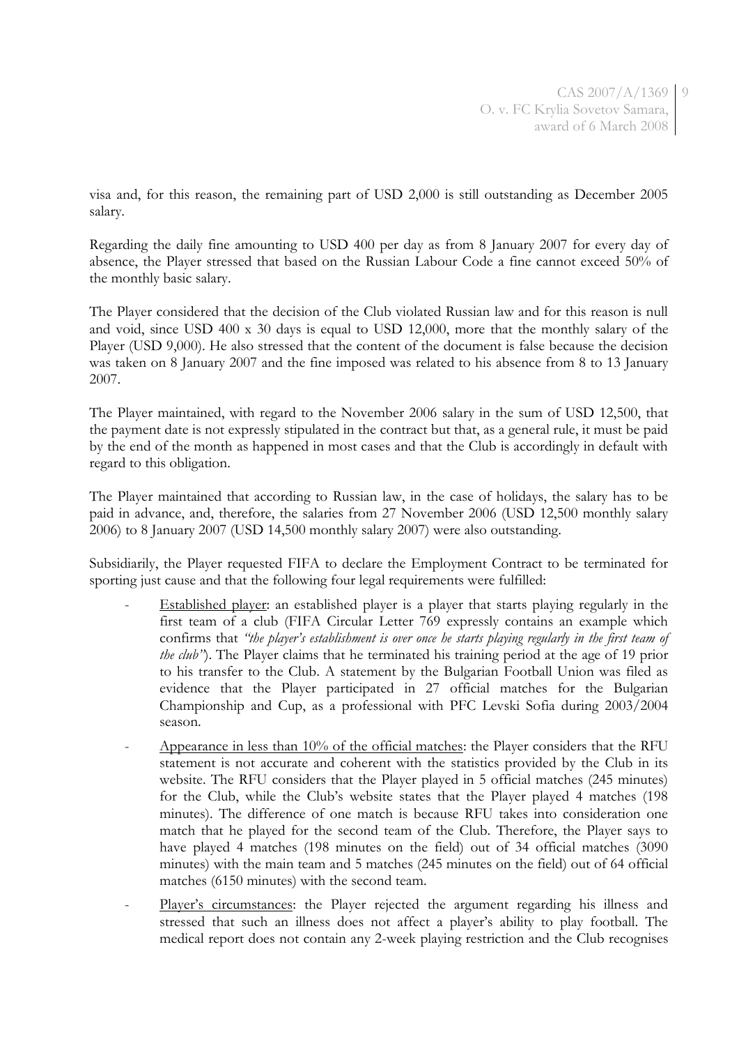visa and, for this reason, the remaining part of USD 2,000 is still outstanding as December 2005 salary.

Regarding the daily fine amounting to USD 400 per day as from 8 January 2007 for every day of absence, the Player stressed that based on the Russian Labour Code a fine cannot exceed 50% of the monthly basic salary.

The Player considered that the decision of the Club violated Russian law and for this reason is null and void, since USD 400 x 30 days is equal to USD 12,000, more that the monthly salary of the Player (USD 9,000). He also stressed that the content of the document is false because the decision was taken on 8 January 2007 and the fine imposed was related to his absence from 8 to 13 January 2007.

The Player maintained, with regard to the November 2006 salary in the sum of USD 12,500, that the payment date is not expressly stipulated in the contract but that, as a general rule, it must be paid by the end of the month as happened in most cases and that the Club is accordingly in default with regard to this obligation.

The Player maintained that according to Russian law, in the case of holidays, the salary has to be paid in advance, and, therefore, the salaries from 27 November 2006 (USD 12,500 monthly salary 2006) to 8 January 2007 (USD 14,500 monthly salary 2007) were also outstanding.

Subsidiarily, the Player requested FIFA to declare the Employment Contract to be terminated for sporting just cause and that the following four legal requirements were fulfilled:

- Established player: an established player is a player that starts playing regularly in the first team of a club (FIFA Circular Letter 769 expressly contains an example which confirms that *"the player's establishment is over once he starts playing regularly in the first team of the club"*). The Player claims that he terminated his training period at the age of 19 prior to his transfer to the Club. A statement by the Bulgarian Football Union was filed as evidence that the Player participated in 27 official matches for the Bulgarian Championship and Cup, as a professional with PFC Levski Sofia during 2003/2004 season.
- Appearance in less than 10% of the official matches: the Player considers that the RFU statement is not accurate and coherent with the statistics provided by the Club in its website. The RFU considers that the Player played in 5 official matches (245 minutes) for the Club, while the Club's website states that the Player played 4 matches (198 minutes). The difference of one match is because RFU takes into consideration one match that he played for the second team of the Club. Therefore, the Player says to have played 4 matches (198 minutes on the field) out of 34 official matches (3090 minutes) with the main team and 5 matches (245 minutes on the field) out of 64 official matches (6150 minutes) with the second team.
- Player's circumstances: the Player rejected the argument regarding his illness and stressed that such an illness does not affect a player's ability to play football. The medical report does not contain any 2-week playing restriction and the Club recognises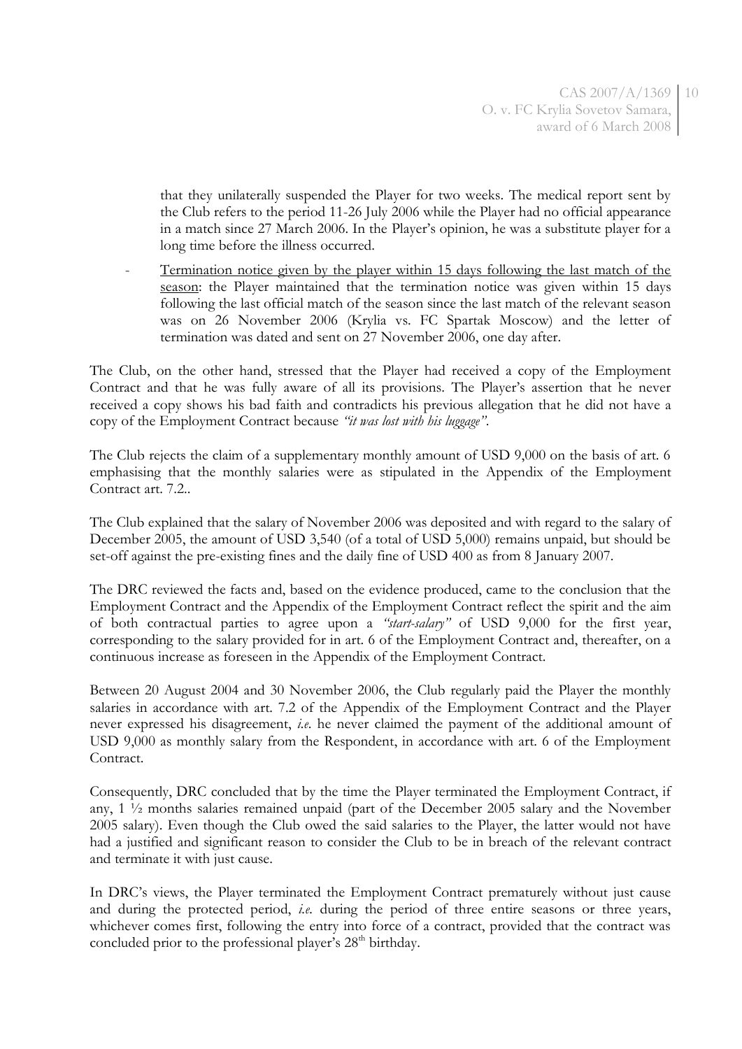that they unilaterally suspended the Player for two weeks. The medical report sent by the Club refers to the period 11-26 July 2006 while the Player had no official appearance in a match since 27 March 2006. In the Player's opinion, he was a substitute player for a long time before the illness occurred.

- Termination notice given by the player within 15 days following the last match of the season: the Player maintained that the termination notice was given within 15 days following the last official match of the season since the last match of the relevant season was on 26 November 2006 (Krylia vs. FC Spartak Moscow) and the letter of termination was dated and sent on 27 November 2006, one day after.

The Club, on the other hand, stressed that the Player had received a copy of the Employment Contract and that he was fully aware of all its provisions. The Player's assertion that he never received a copy shows his bad faith and contradicts his previous allegation that he did not have a copy of the Employment Contract because *"it was lost with his luggage"*.

The Club rejects the claim of a supplementary monthly amount of USD 9,000 on the basis of art. 6 emphasising that the monthly salaries were as stipulated in the Appendix of the Employment Contract art. 7.2..

The Club explained that the salary of November 2006 was deposited and with regard to the salary of December 2005, the amount of USD 3,540 (of a total of USD 5,000) remains unpaid, but should be set-off against the pre-existing fines and the daily fine of USD 400 as from 8 January 2007.

The DRC reviewed the facts and, based on the evidence produced, came to the conclusion that the Employment Contract and the Appendix of the Employment Contract reflect the spirit and the aim of both contractual parties to agree upon a *"start-salary"* of USD 9,000 for the first year, corresponding to the salary provided for in art. 6 of the Employment Contract and, thereafter, on a continuous increase as foreseen in the Appendix of the Employment Contract.

Between 20 August 2004 and 30 November 2006, the Club regularly paid the Player the monthly salaries in accordance with art. 7.2 of the Appendix of the Employment Contract and the Player never expressed his disagreement, *i.e.* he never claimed the payment of the additional amount of USD 9,000 as monthly salary from the Respondent, in accordance with art. 6 of the Employment Contract.

Consequently, DRC concluded that by the time the Player terminated the Employment Contract, if any, 1 ½ months salaries remained unpaid (part of the December 2005 salary and the November 2005 salary). Even though the Club owed the said salaries to the Player, the latter would not have had a justified and significant reason to consider the Club to be in breach of the relevant contract and terminate it with just cause.

In DRC's views, the Player terminated the Employment Contract prematurely without just cause and during the protected period, *i.e.* during the period of three entire seasons or three years, whichever comes first, following the entry into force of a contract, provided that the contract was concluded prior to the professional player's 28th birthday.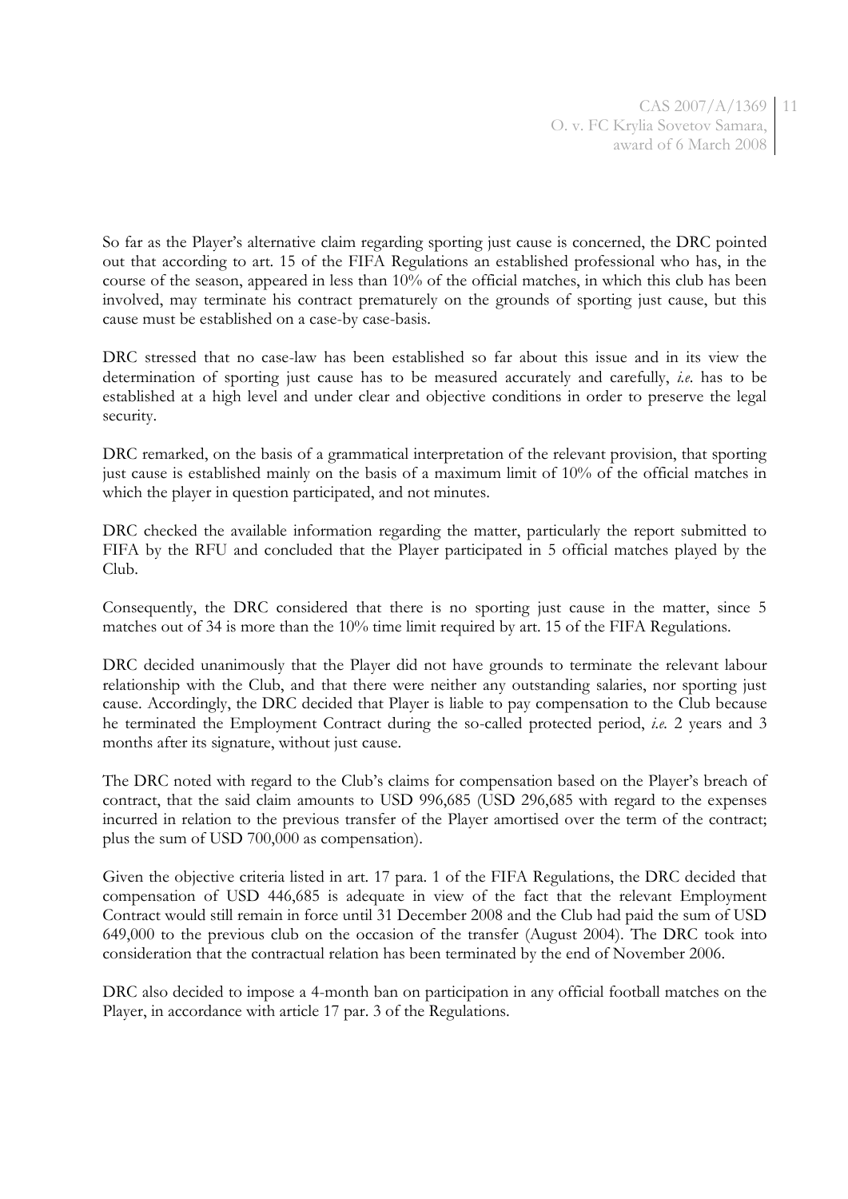So far as the Player's alternative claim regarding sporting just cause is concerned, the DRC pointed out that according to art. 15 of the FIFA Regulations an established professional who has, in the course of the season, appeared in less than 10% of the official matches, in which this club has been involved, may terminate his contract prematurely on the grounds of sporting just cause, but this cause must be established on a case-by case-basis.

DRC stressed that no case-law has been established so far about this issue and in its view the determination of sporting just cause has to be measured accurately and carefully, *i.e.* has to be established at a high level and under clear and objective conditions in order to preserve the legal security.

DRC remarked, on the basis of a grammatical interpretation of the relevant provision, that sporting just cause is established mainly on the basis of a maximum limit of 10% of the official matches in which the player in question participated, and not minutes.

DRC checked the available information regarding the matter, particularly the report submitted to FIFA by the RFU and concluded that the Player participated in 5 official matches played by the Club.

Consequently, the DRC considered that there is no sporting just cause in the matter, since 5 matches out of 34 is more than the 10% time limit required by art. 15 of the FIFA Regulations.

DRC decided unanimously that the Player did not have grounds to terminate the relevant labour relationship with the Club, and that there were neither any outstanding salaries, nor sporting just cause. Accordingly, the DRC decided that Player is liable to pay compensation to the Club because he terminated the Employment Contract during the so-called protected period, *i.e.* 2 years and 3 months after its signature, without just cause.

The DRC noted with regard to the Club's claims for compensation based on the Player's breach of contract, that the said claim amounts to USD 996,685 (USD 296,685 with regard to the expenses incurred in relation to the previous transfer of the Player amortised over the term of the contract; plus the sum of USD 700,000 as compensation).

Given the objective criteria listed in art. 17 para. 1 of the FIFA Regulations, the DRC decided that compensation of USD 446,685 is adequate in view of the fact that the relevant Employment Contract would still remain in force until 31 December 2008 and the Club had paid the sum of USD 649,000 to the previous club on the occasion of the transfer (August 2004). The DRC took into consideration that the contractual relation has been terminated by the end of November 2006.

DRC also decided to impose a 4-month ban on participation in any official football matches on the Player, in accordance with article 17 par. 3 of the Regulations.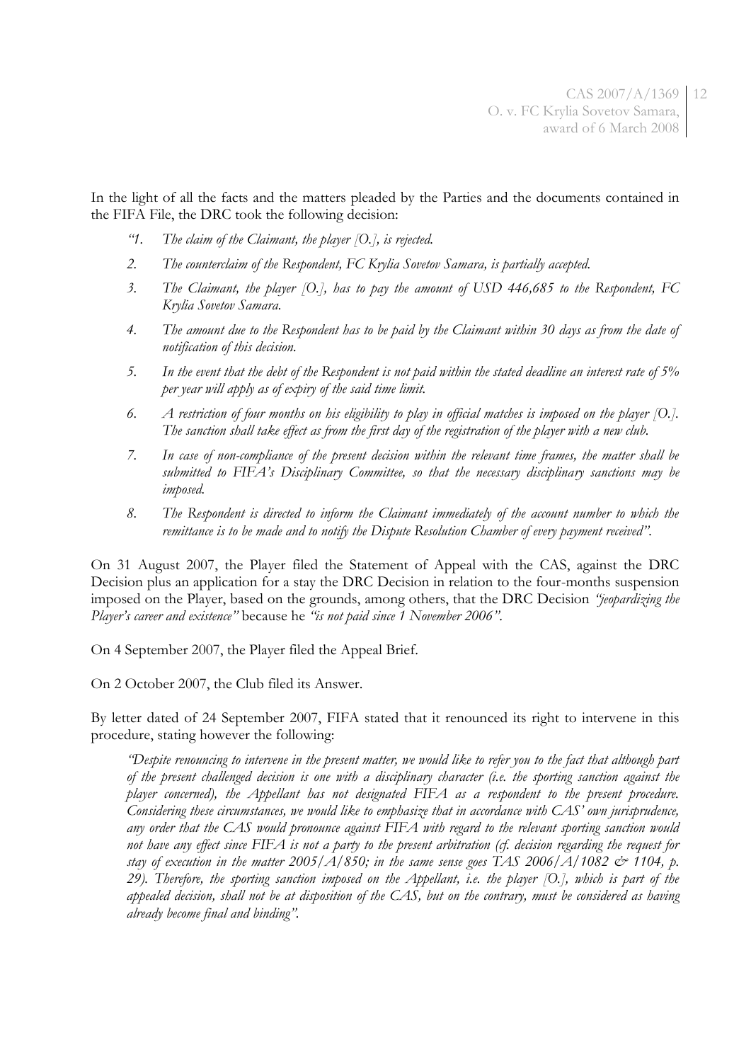In the light of all the facts and the matters pleaded by the Parties and the documents contained in the FIFA File, the DRC took the following decision:

> *"1. The claim of the Claimant, the player [O.], is rejected.*
>
> *2. The counterclaim of the Respondent, FC Krylia Sovetov Samara, is partially accepted.*
>
> *3. The Claimant, the player [O.], has to pay the amount of USD 446,685 to the Respondent, FC Krylia Sovetov Samara.*
>
> *4. The amount due to the Respondent has to be paid by the Claimant within 30 days as from the date of notification of this decision.*
>
> *5. In the event that the debt of the Respondent is not paid within the stated deadline an interest rate of 5% per year will apply as of expiry of the said time limit.*
>
> *6. A restriction of four months on his eligibility to play in official matches is imposed on the player [O.]. The sanction shall take effect as from the first day of the registration of the player with a new club.*
>
> *7. In case of non-compliance of the present decision within the relevant time frames, the matter shall be submitted to FIFA's Disciplinary Committee, so that the necessary disciplinary sanctions may be imposed.*
>
> *8. The Respondent is directed to inform the Claimant immediately of the account number to which the remittance is to be made and to notify the Dispute Resolution Chamber of every payment received".*

On 31 August 2007, the Player filed the Statement of Appeal with the CAS, against the DRC Decision plus an application for a stay the DRC Decision in relation to the four-months suspension imposed on the Player, based on the grounds, among others, that the DRC Decision *"jeopardizing the Player's career and existence"* because he *"is not paid since 1 November 2006"*.

On 4 September 2007, the Player filed the Appeal Brief.

On 2 October 2007, the Club filed its Answer.

By letter dated of 24 September 2007, FIFA stated that it renounced its right to intervene in this procedure, stating however the following:

> *"Despite renouncing to intervene in the present matter, we would like to refer you to the fact that although part of the present challenged decision is one with a disciplinary character (i.e. the sporting sanction against the player concerned), the Appellant has not designated FIFA as a respondent to the present procedure. Considering these circumstances, we would like to emphasize that in accordance with CAS' own jurisprudence, any order that the CAS would pronounce against FIFA with regard to the relevant sporting sanction would not have any effect since FIFA is not a party to the present arbitration (cf. decision regarding the request for stay of execution in the matter 2005/A/850; in the same sense goes TAS 2006/A/1082 & 1104, p. 29). Therefore, the sporting sanction imposed on the Appellant, i.e. the player [O.], which is part of the appealed decision, shall not be at disposition of the CAS, but on the contrary, must be considered as having already become final and binding".*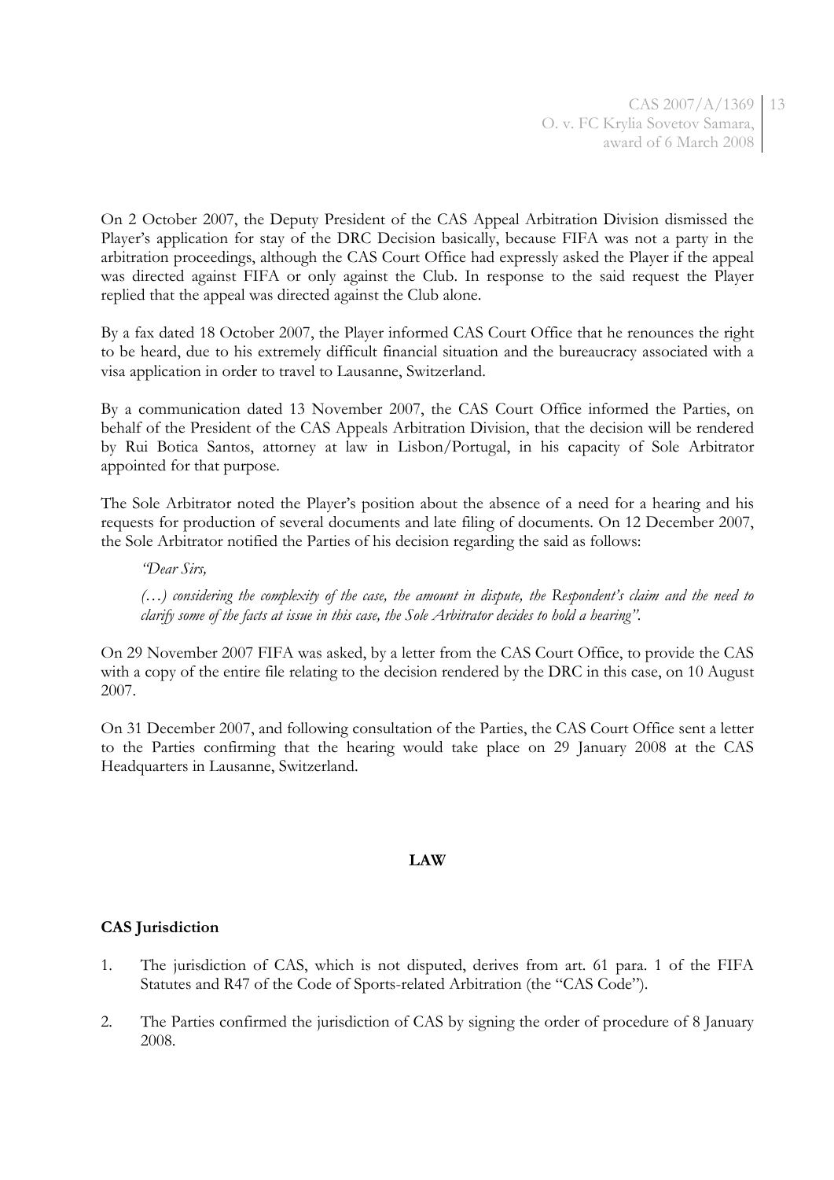On 2 October 2007, the Deputy President of the CAS Appeal Arbitration Division dismissed the Player's application for stay of the DRC Decision basically, because FIFA was not a party in the arbitration proceedings, although the CAS Court Office had expressly asked the Player if the appeal was directed against FIFA or only against the Club. In response to the said request the Player replied that the appeal was directed against the Club alone.

By a fax dated 18 October 2007, the Player informed CAS Court Office that he renounces the right to be heard, due to his extremely difficult financial situation and the bureaucracy associated with a visa application in order to travel to Lausanne, Switzerland.

By a communication dated 13 November 2007, the CAS Court Office informed the Parties, on behalf of the President of the CAS Appeals Arbitration Division, that the decision will be rendered by Rui Botica Santos, attorney at law in Lisbon/Portugal, in his capacity of Sole Arbitrator appointed for that purpose.

The Sole Arbitrator noted the Player's position about the absence of a need for a hearing and his requests for production of several documents and late filing of documents. On 12 December 2007, the Sole Arbitrator notified the Parties of his decision regarding the said as follows:

> *"Dear Sirs,*
>
> *(…) considering the complexity of the case, the amount in dispute, the Respondent's claim and the need to clarify some of the facts at issue in this case, the Sole Arbitrator decides to hold a hearing".*

On 29 November 2007 FIFA was asked, by a letter from the CAS Court Office, to provide the CAS with a copy of the entire file relating to the decision rendered by the DRC in this case, on 10 August 2007.

On 31 December 2007, and following consultation of the Parties, the CAS Court Office sent a letter to the Parties confirming that the hearing would take place on 29 January 2008 at the CAS Headquarters in Lausanne, Switzerland.

## LAW

### CAS Jurisdiction

1. The jurisdiction of CAS, which is not disputed, derives from art. 61 para. 1 of the FIFA Statutes and R47 of the Code of Sports-related Arbitration (the "CAS Code").

2. The Parties confirmed the jurisdiction of CAS by signing the order of procedure of 8 January 2008.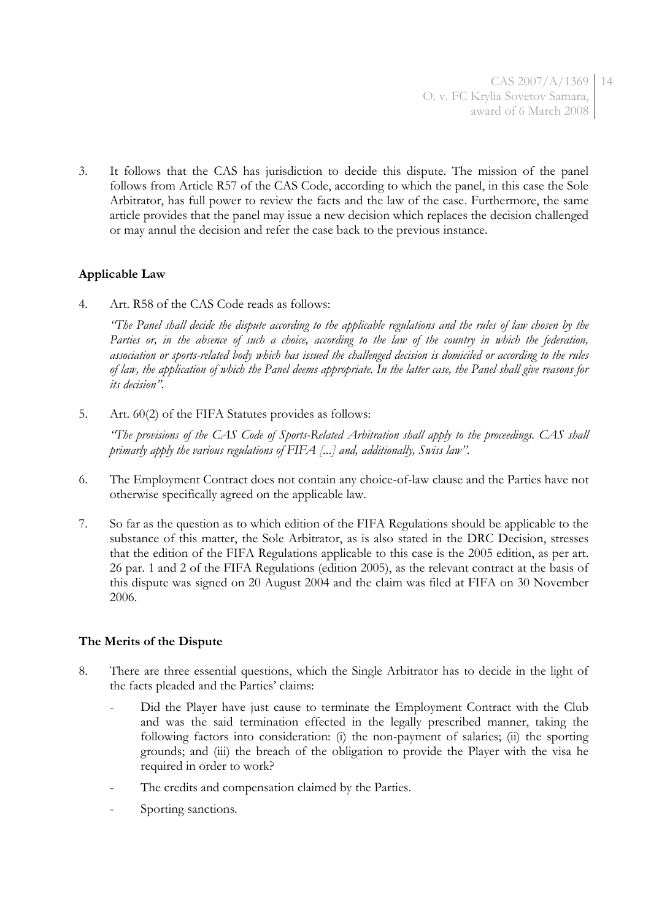3. It follows that the CAS has jurisdiction to decide this dispute. The mission of the panel follows from Article R57 of the CAS Code, according to which the panel, in this case the Sole Arbitrator, has full power to review the facts and the law of the case. Furthermore, the same article provides that the panel may issue a new decision which replaces the decision challenged or may annul the decision and refer the case back to the previous instance.

**Applicable Law**

4. Art. R58 of the CAS Code reads as follows:

   *"The Panel shall decide the dispute according to the applicable regulations and the rules of law chosen by the Parties or, in the absence of such a choice, according to the law of the country in which the federation, association or sports-related body which has issued the challenged decision is domiciled or according to the rules of law, the application of which the Panel deems appropriate. In the latter case, the Panel shall give reasons for its decision".*

5. Art. 60(2) of the FIFA Statutes provides as follows:

   *"The provisions of the CAS Code of Sports-Related Arbitration shall apply to the proceedings. CAS shall primarly apply the various regulations of FIFA [...] and, additionally, Swiss law".*

6. The Employment Contract does not contain any choice-of-law clause and the Parties have not otherwise specifically agreed on the applicable law.

7. So far as the question as to which edition of the FIFA Regulations should be applicable to the substance of this matter, the Sole Arbitrator, as is also stated in the DRC Decision, stresses that the edition of the FIFA Regulations applicable to this case is the 2005 edition, as per art. 26 par. 1 and 2 of the FIFA Regulations (edition 2005), as the relevant contract at the basis of this dispute was signed on 20 August 2004 and the claim was filed at FIFA on 30 November 2006.

**The Merits of the Dispute**

8. There are three essential questions, which the Single Arbitrator has to decide in the light of the facts pleaded and the Parties' claims:

   - Did the Player have just cause to terminate the Employment Contract with the Club and was the said termination effected in the legally prescribed manner, taking the following factors into consideration: (i) the non-payment of salaries; (ii) the sporting grounds; and (iii) the breach of the obligation to provide the Player with the visa he required in order to work?
   - The credits and compensation claimed by the Parties.
   - Sporting sanctions.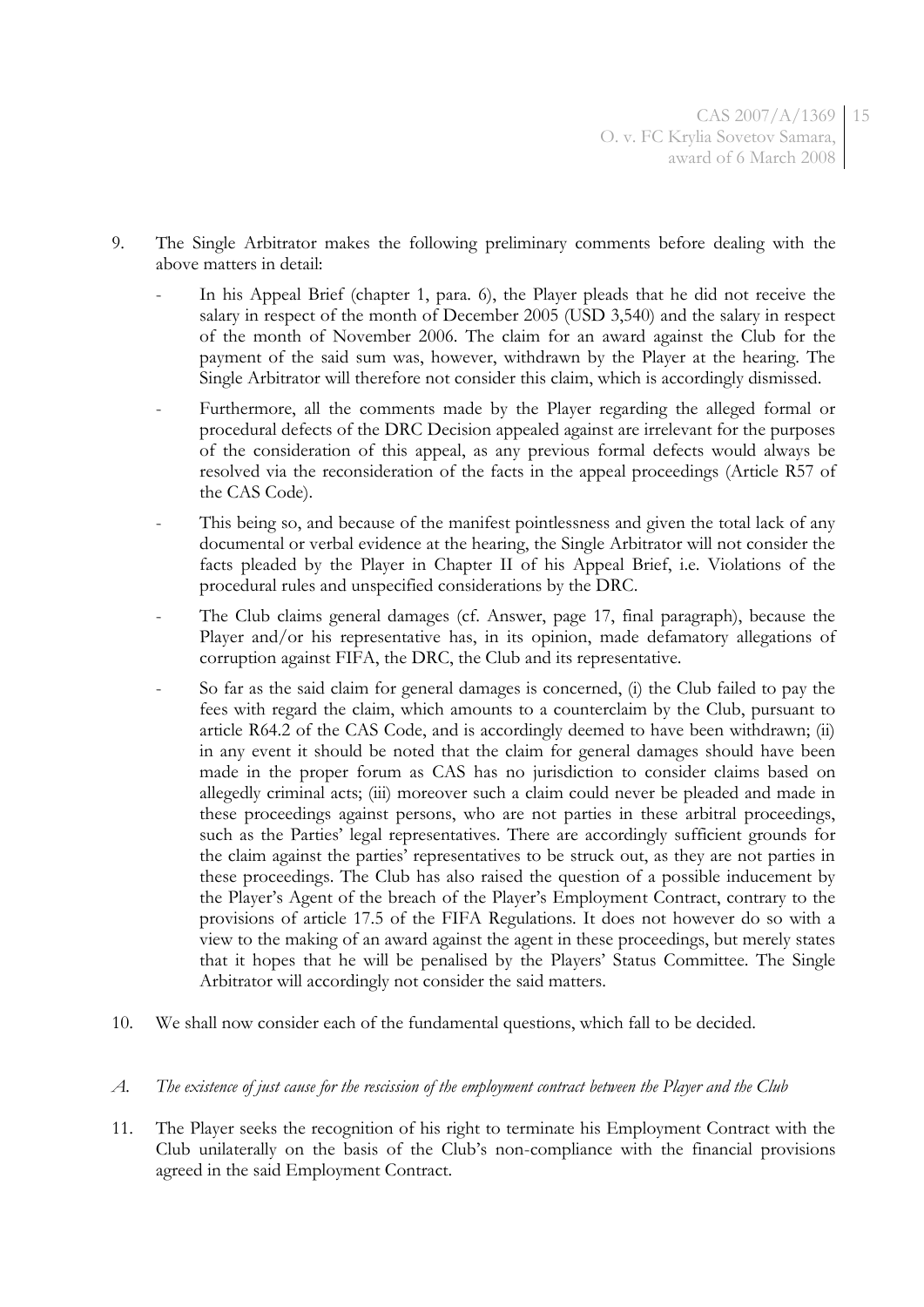9. The Single Arbitrator makes the following preliminary comments before dealing with the above matters in detail:

   - In his Appeal Brief (chapter 1, para. 6), the Player pleads that he did not receive the salary in respect of the month of December 2005 (USD 3,540) and the salary in respect of the month of November 2006. The claim for an award against the Club for the payment of the said sum was, however, withdrawn by the Player at the hearing. The Single Arbitrator will therefore not consider this claim, which is accordingly dismissed.
   - Furthermore, all the comments made by the Player regarding the alleged formal or procedural defects of the DRC Decision appealed against are irrelevant for the purposes of the consideration of this appeal, as any previous formal defects would always be resolved via the reconsideration of the facts in the appeal proceedings (Article R57 of the CAS Code).
   - This being so, and because of the manifest pointlessness and given the total lack of any documental or verbal evidence at the hearing, the Single Arbitrator will not consider the facts pleaded by the Player in Chapter II of his Appeal Brief, i.e. Violations of the procedural rules and unspecified considerations by the DRC.
   - The Club claims general damages (cf. Answer, page 17, final paragraph), because the Player and/or his representative has, in its opinion, made defamatory allegations of corruption against FIFA, the DRC, the Club and its representative.
   - So far as the said claim for general damages is concerned, (i) the Club failed to pay the fees with regard the claim, which amounts to a counterclaim by the Club, pursuant to article R64.2 of the CAS Code, and is accordingly deemed to have been withdrawn; (ii) in any event it should be noted that the claim for general damages should have been made in the proper forum as CAS has no jurisdiction to consider claims based on allegedly criminal acts; (iii) moreover such a claim could never be pleaded and made in these proceedings against persons, who are not parties in these arbitral proceedings, such as the Parties' legal representatives. There are accordingly sufficient grounds for the claim against the parties' representatives to be struck out, as they are not parties in these proceedings. The Club has also raised the question of a possible inducement by the Player's Agent of the breach of the Player's Employment Contract, contrary to the provisions of article 17.5 of the FIFA Regulations. It does not however do so with a view to the making of an award against the agent in these proceedings, but merely states that it hopes that he will be penalised by the Players' Status Committee. The Single Arbitrator will accordingly not consider the said matters.

10. We shall now consider each of the fundamental questions, which fall to be decided.

*A. The existence of just cause for the rescission of the employment contract between the Player and the Club*

11. The Player seeks the recognition of his right to terminate his Employment Contract with the Club unilaterally on the basis of the Club's non-compliance with the financial provisions agreed in the said Employment Contract.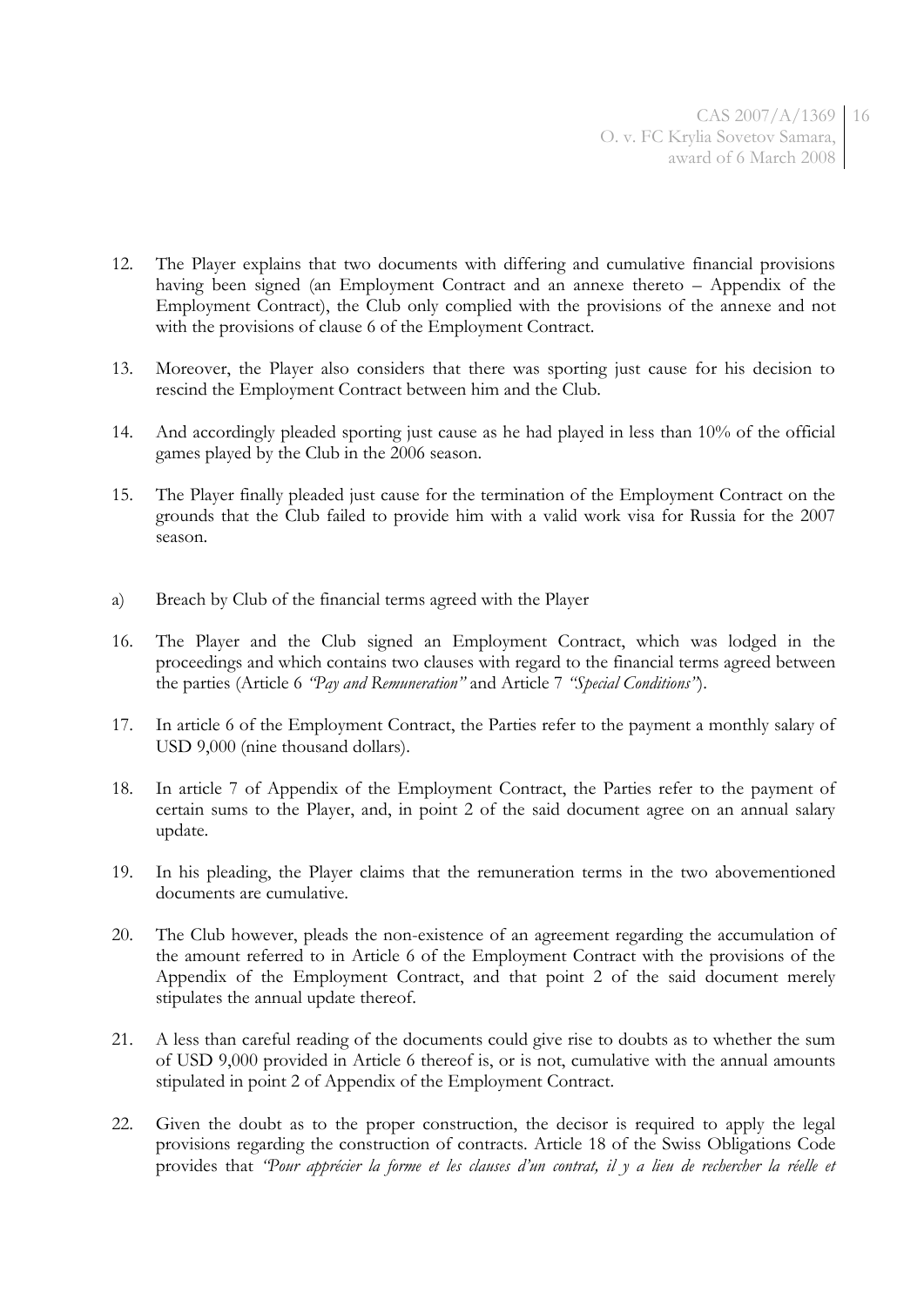12. The Player explains that two documents with differing and cumulative financial provisions having been signed (an Employment Contract and an annexe thereto – Appendix of the Employment Contract), the Club only complied with the provisions of the annexe and not with the provisions of clause 6 of the Employment Contract.

13. Moreover, the Player also considers that there was sporting just cause for his decision to rescind the Employment Contract between him and the Club.

14. And accordingly pleaded sporting just cause as he had played in less than 10% of the official games played by the Club in the 2006 season.

15. The Player finally pleaded just cause for the termination of the Employment Contract on the grounds that the Club failed to provide him with a valid work visa for Russia for the 2007 season.

a) Breach by Club of the financial terms agreed with the Player

16. The Player and the Club signed an Employment Contract, which was lodged in the proceedings and which contains two clauses with regard to the financial terms agreed between the parties (Article 6 *"Pay and Remuneration"* and Article 7 *"Special Conditions"*).

17. In article 6 of the Employment Contract, the Parties refer to the payment a monthly salary of USD 9,000 (nine thousand dollars).

18. In article 7 of Appendix of the Employment Contract, the Parties refer to the payment of certain sums to the Player, and, in point 2 of the said document agree on an annual salary update.

19. In his pleading, the Player claims that the remuneration terms in the two abovementioned documents are cumulative.

20. The Club however, pleads the non-existence of an agreement regarding the accumulation of the amount referred to in Article 6 of the Employment Contract with the provisions of the Appendix of the Employment Contract, and that point 2 of the said document merely stipulates the annual update thereof.

21. A less than careful reading of the documents could give rise to doubts as to whether the sum of USD 9,000 provided in Article 6 thereof is, or is not, cumulative with the annual amounts stipulated in point 2 of Appendix of the Employment Contract.

22. Given the doubt as to the proper construction, the decisor is required to apply the legal provisions regarding the construction of contracts. Article 18 of the Swiss Obligations Code provides that *"Pour apprécier la forme et les clauses d'un contrat, il y a lieu de rechercher la réelle et*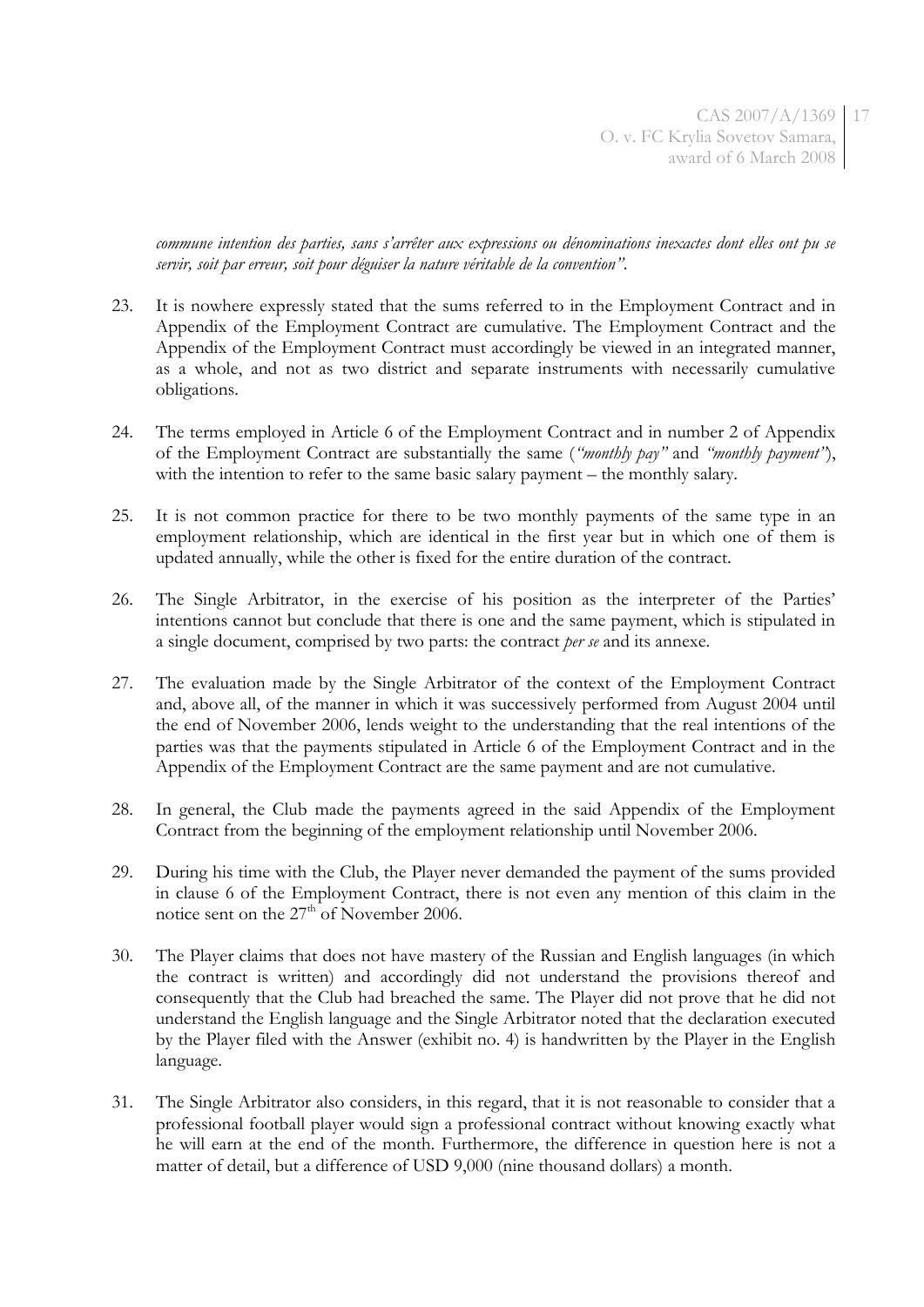*commune intention des parties, sans s'arrêter aux expressions ou dénominations inexactes dont elles ont pu se servir, soit par erreur, soit pour déguiser la nature véritable de la convention"*.

23. It is nowhere expressly stated that the sums referred to in the Employment Contract and in Appendix of the Employment Contract are cumulative. The Employment Contract and the Appendix of the Employment Contract must accordingly be viewed in an integrated manner, as a whole, and not as two district and separate instruments with necessarily cumulative obligations.

24. The terms employed in Article 6 of the Employment Contract and in number 2 of Appendix of the Employment Contract are substantially the same (*"monthly pay"* and *"monthly payment"*), with the intention to refer to the same basic salary payment – the monthly salary.

25. It is not common practice for there to be two monthly payments of the same type in an employment relationship, which are identical in the first year but in which one of them is updated annually, while the other is fixed for the entire duration of the contract.

26. The Single Arbitrator, in the exercise of his position as the interpreter of the Parties' intentions cannot but conclude that there is one and the same payment, which is stipulated in a single document, comprised by two parts: the contract *per se* and its annexe.

27. The evaluation made by the Single Arbitrator of the context of the Employment Contract and, above all, of the manner in which it was successively performed from August 2004 until the end of November 2006, lends weight to the understanding that the real intentions of the parties was that the payments stipulated in Article 6 of the Employment Contract and in the Appendix of the Employment Contract are the same payment and are not cumulative.

28. In general, the Club made the payments agreed in the said Appendix of the Employment Contract from the beginning of the employment relationship until November 2006.

29. During his time with the Club, the Player never demanded the payment of the sums provided in clause 6 of the Employment Contract, there is not even any mention of this claim in the notice sent on the 27th of November 2006.

30. The Player claims that does not have mastery of the Russian and English languages (in which the contract is written) and accordingly did not understand the provisions thereof and consequently that the Club had breached the same. The Player did not prove that he did not understand the English language and the Single Arbitrator noted that the declaration executed by the Player filed with the Answer (exhibit no. 4) is handwritten by the Player in the English language.

31. The Single Arbitrator also considers, in this regard, that it is not reasonable to consider that a professional football player would sign a professional contract without knowing exactly what he will earn at the end of the month. Furthermore, the difference in question here is not a matter of detail, but a difference of USD 9,000 (nine thousand dollars) a month.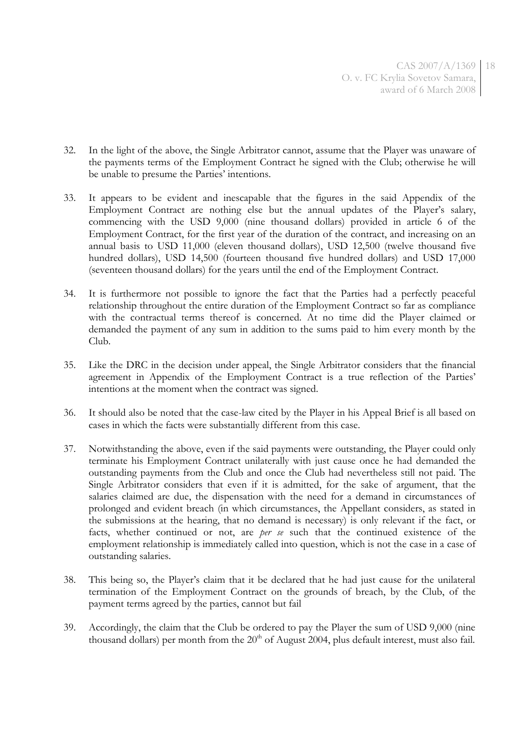32. In the light of the above, the Single Arbitrator cannot, assume that the Player was unaware of the payments terms of the Employment Contract he signed with the Club; otherwise he will be unable to presume the Parties' intentions.

33. It appears to be evident and inescapable that the figures in the said Appendix of the Employment Contract are nothing else but the annual updates of the Player's salary, commencing with the USD 9,000 (nine thousand dollars) provided in article 6 of the Employment Contract, for the first year of the duration of the contract, and increasing on an annual basis to USD 11,000 (eleven thousand dollars), USD 12,500 (twelve thousand five hundred dollars), USD 14,500 (fourteen thousand five hundred dollars) and USD 17,000 (seventeen thousand dollars) for the years until the end of the Employment Contract.

34. It is furthermore not possible to ignore the fact that the Parties had a perfectly peaceful relationship throughout the entire duration of the Employment Contract so far as compliance with the contractual terms thereof is concerned. At no time did the Player claimed or demanded the payment of any sum in addition to the sums paid to him every month by the Club.

35. Like the DRC in the decision under appeal, the Single Arbitrator considers that the financial agreement in Appendix of the Employment Contract is a true reflection of the Parties' intentions at the moment when the contract was signed.

36. It should also be noted that the case-law cited by the Player in his Appeal Brief is all based on cases in which the facts were substantially different from this case.

37. Notwithstanding the above, even if the said payments were outstanding, the Player could only terminate his Employment Contract unilaterally with just cause once he had demanded the outstanding payments from the Club and once the Club had nevertheless still not paid. The Single Arbitrator considers that even if it is admitted, for the sake of argument, that the salaries claimed are due, the dispensation with the need for a demand in circumstances of prolonged and evident breach (in which circumstances, the Appellant considers, as stated in the submissions at the hearing, that no demand is necessary) is only relevant if the fact, or facts, whether continued or not, are *per se* such that the continued existence of the employment relationship is immediately called into question, which is not the case in a case of outstanding salaries.

38. This being so, the Player's claim that it be declared that he had just cause for the unilateral termination of the Employment Contract on the grounds of breach, by the Club, of the payment terms agreed by the parties, cannot but fail

39. Accordingly, the claim that the Club be ordered to pay the Player the sum of USD 9,000 (nine thousand dollars) per month from the 20th of August 2004, plus default interest, must also fail.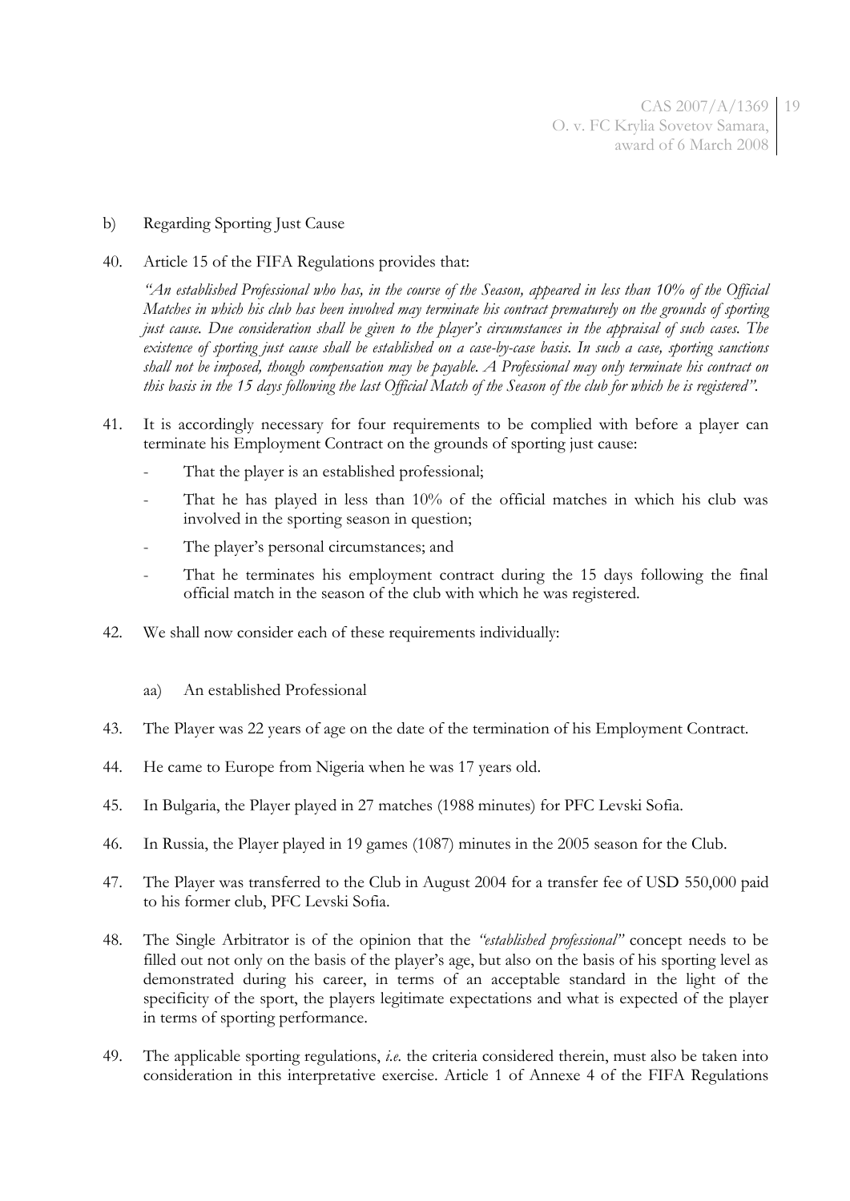b) Regarding Sporting Just Cause

40. Article 15 of the FIFA Regulations provides that:

*"An established Professional who has, in the course of the Season, appeared in less than 10% of the Official Matches in which his club has been involved may terminate his contract prematurely on the grounds of sporting just cause. Due consideration shall be given to the player's circumstances in the appraisal of such cases. The existence of sporting just cause shall be established on a case-by-case basis. In such a case, sporting sanctions shall not be imposed, though compensation may be payable. A Professional may only terminate his contract on this basis in the 15 days following the last Official Match of the Season of the club for which he is registered".*

41. It is accordingly necessary for four requirements to be complied with before a player can terminate his Employment Contract on the grounds of sporting just cause:

- That the player is an established professional;
- That he has played in less than 10% of the official matches in which his club was involved in the sporting season in question;
- The player's personal circumstances; and
- That he terminates his employment contract during the 15 days following the final official match in the season of the club with which he was registered.

42. We shall now consider each of these requirements individually:

aa) An established Professional

43. The Player was 22 years of age on the date of the termination of his Employment Contract.

44. He came to Europe from Nigeria when he was 17 years old.

45. In Bulgaria, the Player played in 27 matches (1988 minutes) for PFC Levski Sofia.

46. In Russia, the Player played in 19 games (1087) minutes in the 2005 season for the Club.

47. The Player was transferred to the Club in August 2004 for a transfer fee of USD 550,000 paid to his former club, PFC Levski Sofia.

48. The Single Arbitrator is of the opinion that the *"established professional"* concept needs to be filled out not only on the basis of the player's age, but also on the basis of his sporting level as demonstrated during his career, in terms of an acceptable standard in the light of the specificity of the sport, the players legitimate expectations and what is expected of the player in terms of sporting performance.

49. The applicable sporting regulations, *i.e.* the criteria considered therein, must also be taken into consideration in this interpretative exercise. Article 1 of Annexe 4 of the FIFA Regulations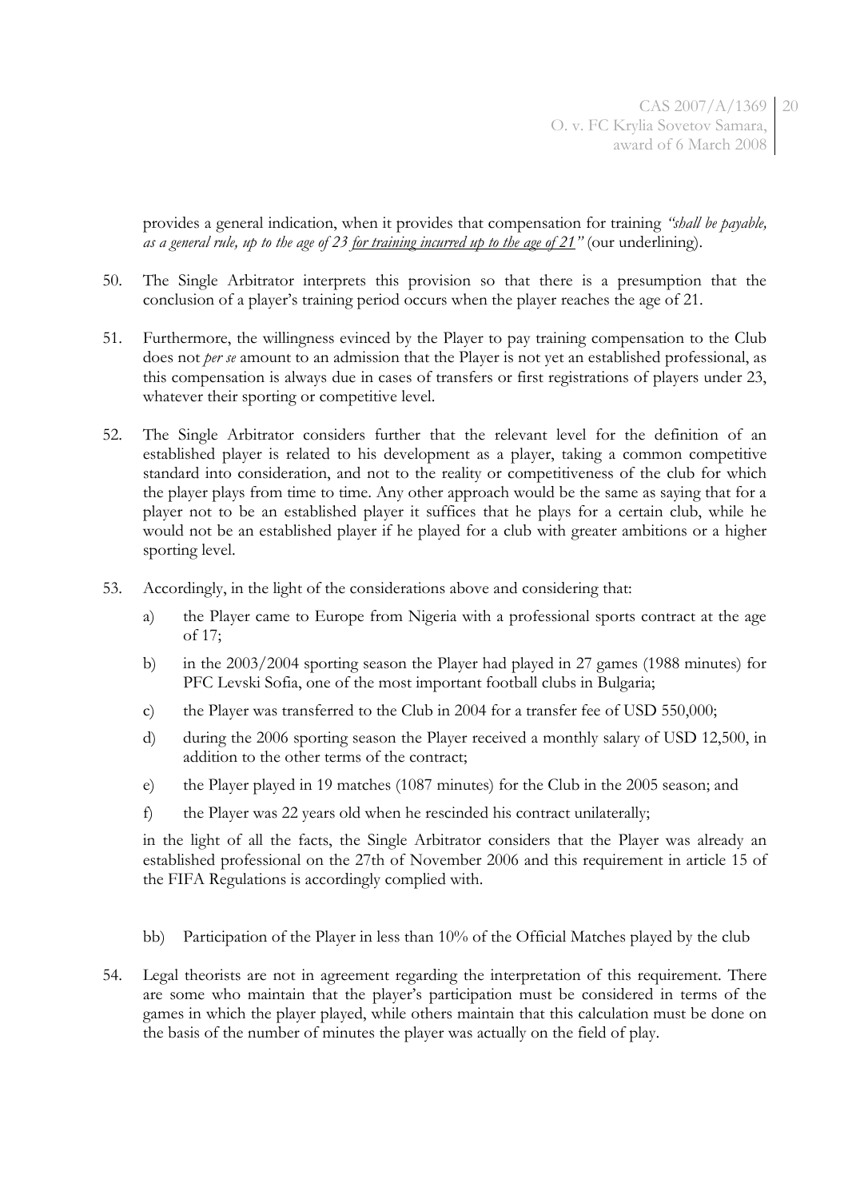provides a general indication, when it provides that compensation for training *"shall be payable, as a general rule, up to the age of 23 <u>for training incurred up to the age of 21</u>"* (our underlining).

50. The Single Arbitrator interprets this provision so that there is a presumption that the conclusion of a player's training period occurs when the player reaches the age of 21.

51. Furthermore, the willingness evinced by the Player to pay training compensation to the Club does not *per se* amount to an admission that the Player is not yet an established professional, as this compensation is always due in cases of transfers or first registrations of players under 23, whatever their sporting or competitive level.

52. The Single Arbitrator considers further that the relevant level for the definition of an established player is related to his development as a player, taking a common competitive standard into consideration, and not to the reality or competitiveness of the club for which the player plays from time to time. Any other approach would be the same as saying that for a player not to be an established player it suffices that he plays for a certain club, while he would not be an established player if he played for a club with greater ambitions or a higher sporting level.

53. Accordingly, in the light of the considerations above and considering that:

    a) the Player came to Europe from Nigeria with a professional sports contract at the age of 17;

    b) in the 2003/2004 sporting season the Player had played in 27 games (1988 minutes) for PFC Levski Sofia, one of the most important football clubs in Bulgaria;

    c) the Player was transferred to the Club in 2004 for a transfer fee of USD 550,000;

    d) during the 2006 sporting season the Player received a monthly salary of USD 12,500, in addition to the other terms of the contract;

    e) the Player played in 19 matches (1087 minutes) for the Club in the 2005 season; and

    f) the Player was 22 years old when he rescinded his contract unilaterally;

    in the light of all the facts, the Single Arbitrator considers that the Player was already an established professional on the 27th of November 2006 and this requirement in article 15 of the FIFA Regulations is accordingly complied with.

bb) Participation of the Player in less than 10% of the Official Matches played by the club

54. Legal theorists are not in agreement regarding the interpretation of this requirement. There are some who maintain that the player's participation must be considered in terms of the games in which the player played, while others maintain that this calculation must be done on the basis of the number of minutes the player was actually on the field of play.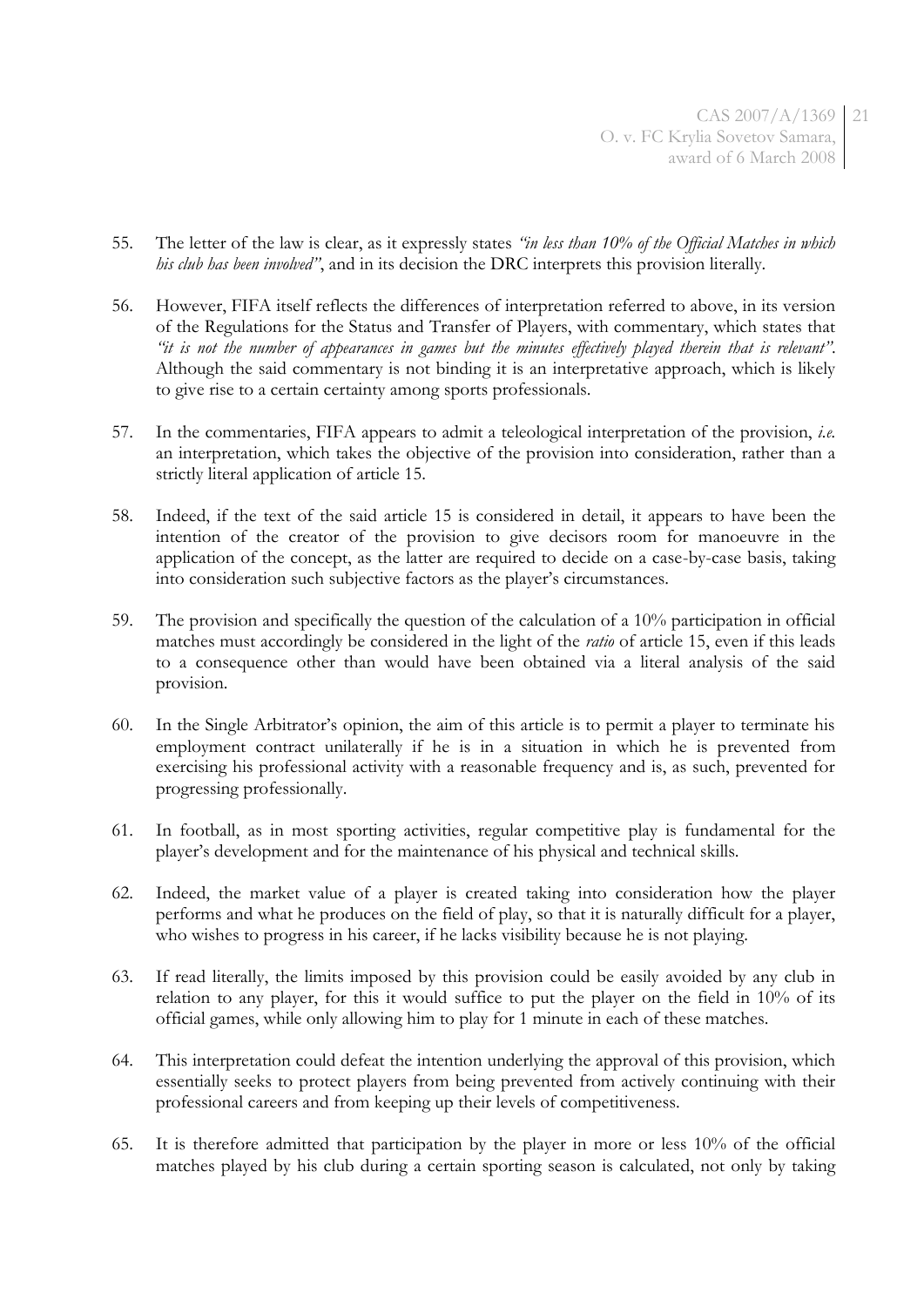55. The letter of the law is clear, as it expressly states *"in less than 10% of the Official Matches in which his club has been involved"*, and in its decision the DRC interprets this provision literally.

56. However, FIFA itself reflects the differences of interpretation referred to above, in its version of the Regulations for the Status and Transfer of Players, with commentary, which states that *"it is not the number of appearances in games but the minutes effectively played therein that is relevant"*. Although the said commentary is not binding it is an interpretative approach, which is likely to give rise to a certain certainty among sports professionals.

57. In the commentaries, FIFA appears to admit a teleological interpretation of the provision, *i.e.* an interpretation, which takes the objective of the provision into consideration, rather than a strictly literal application of article 15.

58. Indeed, if the text of the said article 15 is considered in detail, it appears to have been the intention of the creator of the provision to give decisors room for manoeuvre in the application of the concept, as the latter are required to decide on a case-by-case basis, taking into consideration such subjective factors as the player's circumstances.

59. The provision and specifically the question of the calculation of a 10% participation in official matches must accordingly be considered in the light of the *ratio* of article 15, even if this leads to a consequence other than would have been obtained via a literal analysis of the said provision.

60. In the Single Arbitrator's opinion, the aim of this article is to permit a player to terminate his employment contract unilaterally if he is in a situation in which he is prevented from exercising his professional activity with a reasonable frequency and is, as such, prevented for progressing professionally.

61. In football, as in most sporting activities, regular competitive play is fundamental for the player's development and for the maintenance of his physical and technical skills.

62. Indeed, the market value of a player is created taking into consideration how the player performs and what he produces on the field of play, so that it is naturally difficult for a player, who wishes to progress in his career, if he lacks visibility because he is not playing.

63. If read literally, the limits imposed by this provision could be easily avoided by any club in relation to any player, for this it would suffice to put the player on the field in 10% of its official games, while only allowing him to play for 1 minute in each of these matches.

64. This interpretation could defeat the intention underlying the approval of this provision, which essentially seeks to protect players from being prevented from actively continuing with their professional careers and from keeping up their levels of competitiveness.

65. It is therefore admitted that participation by the player in more or less 10% of the official matches played by his club during a certain sporting season is calculated, not only by taking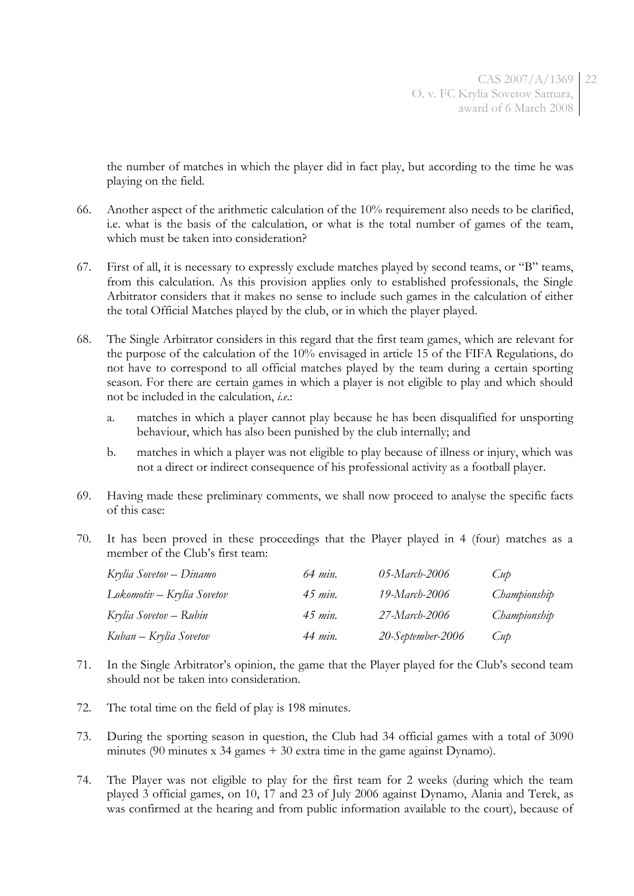the number of matches in which the player did in fact play, but according to the time he was playing on the field.

66. Another aspect of the arithmetic calculation of the 10% requirement also needs to be clarified, i.e. what is the basis of the calculation, or what is the total number of games of the team, which must be taken into consideration?

67. First of all, it is necessary to expressly exclude matches played by second teams, or "B" teams, from this calculation. As this provision applies only to established professionals, the Single Arbitrator considers that it makes no sense to include such games in the calculation of either the total Official Matches played by the club, or in which the player played.

68. The Single Arbitrator considers in this regard that the first team games, which are relevant for the purpose of the calculation of the 10% envisaged in article 15 of the FIFA Regulations, do not have to correspond to all official matches played by the team during a certain sporting season. For there are certain games in which a player is not eligible to play and which should not be included in the calculation, *i.e.*:

    a. matches in which a player cannot play because he has been disqualified for unsporting behaviour, which has also been punished by the club internally; and

    b. matches in which a player was not eligible to play because of illness or injury, which was not a direct or indirect consequence of his professional activity as a football player.

69. Having made these preliminary comments, we shall now proceed to analyse the specific facts of this case:

70. It has been proved in these proceedings that the Player played in 4 (four) matches as a member of the Club's first team:

| | | | |
|---|---|---|---|
| *Krylia Sovetov – Dinamo* | *64 min.* | *05-March-2006* | *Cup* |
| *Lokomotiv – Krylia Sovetov* | *45 min.* | *19-March-2006* | *Championship* |
| *Krylia Sovetov – Rubin* | *45 min.* | *27-March-2006* | *Championship* |
| *Kuban – Krylia Sovetov* | *44 min.* | *20-September-2006* | *Cup* |

71. In the Single Arbitrator's opinion, the game that the Player played for the Club's second team should not be taken into consideration.

72. The total time on the field of play is 198 minutes.

73. During the sporting season in question, the Club had 34 official games with a total of 3090 minutes (90 minutes x 34 games + 30 extra time in the game against Dynamo).

74. The Player was not eligible to play for the first team for 2 weeks (during which the team played 3 official games, on 10, 17 and 23 of July 2006 against Dynamo, Alania and Terek, as was confirmed at the hearing and from public information available to the court), because of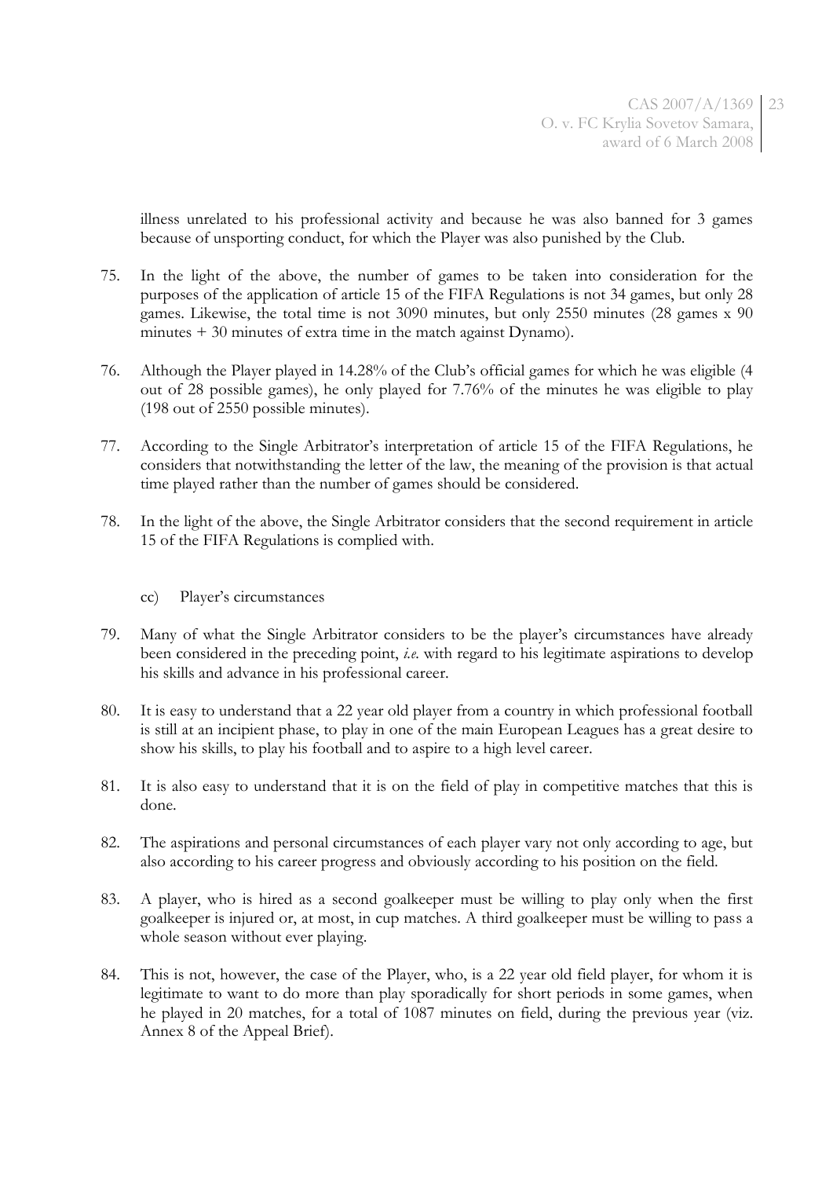illness unrelated to his professional activity and because he was also banned for 3 games because of unsporting conduct, for which the Player was also punished by the Club.

75. In the light of the above, the number of games to be taken into consideration for the purposes of the application of article 15 of the FIFA Regulations is not 34 games, but only 28 games. Likewise, the total time is not 3090 minutes, but only 2550 minutes (28 games x 90 minutes + 30 minutes of extra time in the match against Dynamo).

76. Although the Player played in 14.28% of the Club's official games for which he was eligible (4 out of 28 possible games), he only played for 7.76% of the minutes he was eligible to play (198 out of 2550 possible minutes).

77. According to the Single Arbitrator's interpretation of article 15 of the FIFA Regulations, he considers that notwithstanding the letter of the law, the meaning of the provision is that actual time played rather than the number of games should be considered.

78. In the light of the above, the Single Arbitrator considers that the second requirement in article 15 of the FIFA Regulations is complied with.

cc) Player's circumstances

79. Many of what the Single Arbitrator considers to be the player's circumstances have already been considered in the preceding point, *i.e.* with regard to his legitimate aspirations to develop his skills and advance in his professional career.

80. It is easy to understand that a 22 year old player from a country in which professional football is still at an incipient phase, to play in one of the main European Leagues has a great desire to show his skills, to play his football and to aspire to a high level career.

81. It is also easy to understand that it is on the field of play in competitive matches that this is done.

82. The aspirations and personal circumstances of each player vary not only according to age, but also according to his career progress and obviously according to his position on the field.

83. A player, who is hired as a second goalkeeper must be willing to play only when the first goalkeeper is injured or, at most, in cup matches. A third goalkeeper must be willing to pass a whole season without ever playing.

84. This is not, however, the case of the Player, who, is a 22 year old field player, for whom it is legitimate to want to do more than play sporadically for short periods in some games, when he played in 20 matches, for a total of 1087 minutes on field, during the previous year (viz. Annex 8 of the Appeal Brief).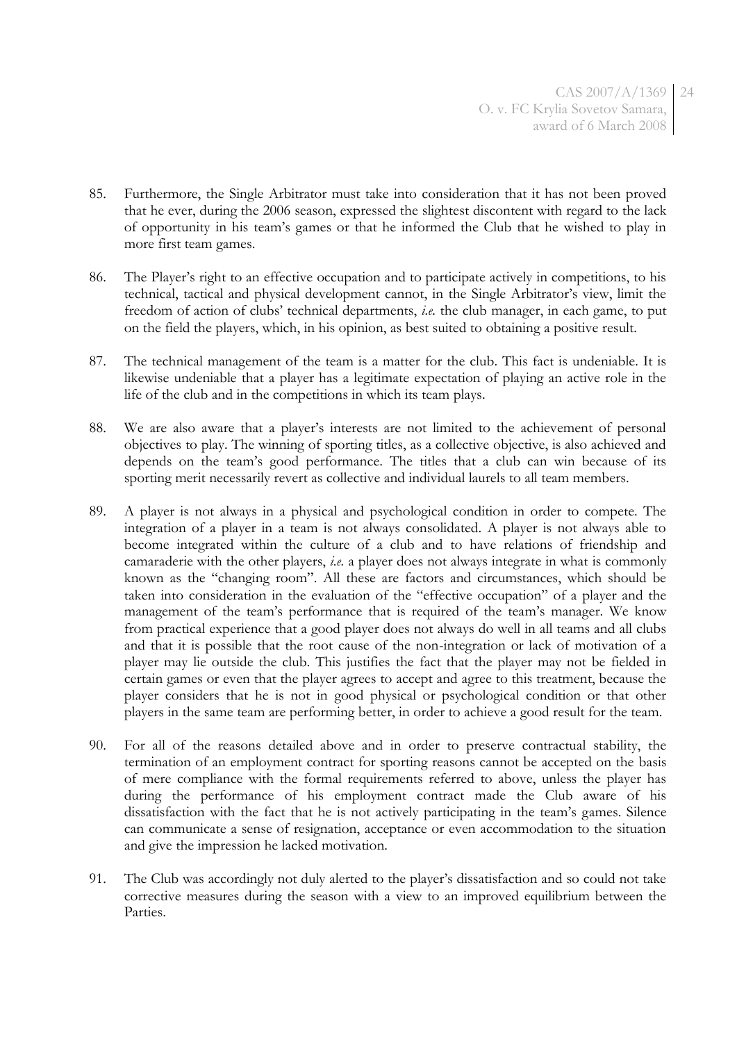85. Furthermore, the Single Arbitrator must take into consideration that it has not been proved that he ever, during the 2006 season, expressed the slightest discontent with regard to the lack of opportunity in his team's games or that he informed the Club that he wished to play in more first team games.

86. The Player's right to an effective occupation and to participate actively in competitions, to his technical, tactical and physical development cannot, in the Single Arbitrator's view, limit the freedom of action of clubs' technical departments, *i.e.* the club manager, in each game, to put on the field the players, which, in his opinion, as best suited to obtaining a positive result.

87. The technical management of the team is a matter for the club. This fact is undeniable. It is likewise undeniable that a player has a legitimate expectation of playing an active role in the life of the club and in the competitions in which its team plays.

88. We are also aware that a player's interests are not limited to the achievement of personal objectives to play. The winning of sporting titles, as a collective objective, is also achieved and depends on the team's good performance. The titles that a club can win because of its sporting merit necessarily revert as collective and individual laurels to all team members.

89. A player is not always in a physical and psychological condition in order to compete. The integration of a player in a team is not always consolidated. A player is not always able to become integrated within the culture of a club and to have relations of friendship and camaraderie with the other players, *i.e.* a player does not always integrate in what is commonly known as the "changing room". All these are factors and circumstances, which should be taken into consideration in the evaluation of the "effective occupation" of a player and the management of the team's performance that is required of the team's manager. We know from practical experience that a good player does not always do well in all teams and all clubs and that it is possible that the root cause of the non-integration or lack of motivation of a player may lie outside the club. This justifies the fact that the player may not be fielded in certain games or even that the player agrees to accept and agree to this treatment, because the player considers that he is not in good physical or psychological condition or that other players in the same team are performing better, in order to achieve a good result for the team.

90. For all of the reasons detailed above and in order to preserve contractual stability, the termination of an employment contract for sporting reasons cannot be accepted on the basis of mere compliance with the formal requirements referred to above, unless the player has during the performance of his employment contract made the Club aware of his dissatisfaction with the fact that he is not actively participating in the team's games. Silence can communicate a sense of resignation, acceptance or even accommodation to the situation and give the impression he lacked motivation.

91. The Club was accordingly not duly alerted to the player's dissatisfaction and so could not take corrective measures during the season with a view to an improved equilibrium between the Parties.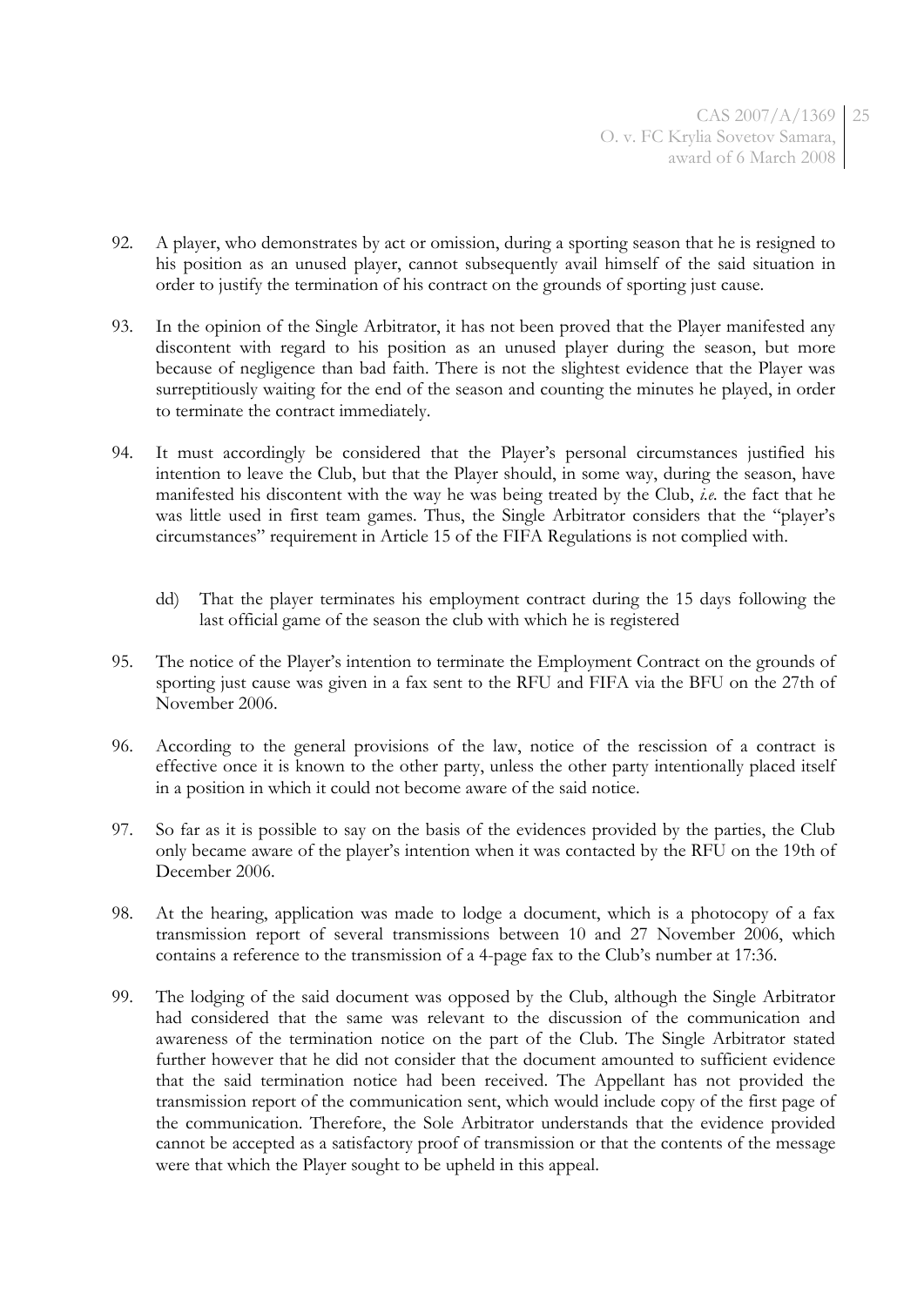92. A player, who demonstrates by act or omission, during a sporting season that he is resigned to his position as an unused player, cannot subsequently avail himself of the said situation in order to justify the termination of his contract on the grounds of sporting just cause.

93. In the opinion of the Single Arbitrator, it has not been proved that the Player manifested any discontent with regard to his position as an unused player during the season, but more because of negligence than bad faith. There is not the slightest evidence that the Player was surreptitiously waiting for the end of the season and counting the minutes he played, in order to terminate the contract immediately.

94. It must accordingly be considered that the Player's personal circumstances justified his intention to leave the Club, but that the Player should, in some way, during the season, have manifested his discontent with the way he was being treated by the Club, *i.e.* the fact that he was little used in first team games. Thus, the Single Arbitrator considers that the "player's circumstances" requirement in Article 15 of the FIFA Regulations is not complied with.

dd) That the player terminates his employment contract during the 15 days following the last official game of the season the club with which he is registered

95. The notice of the Player's intention to terminate the Employment Contract on the grounds of sporting just cause was given in a fax sent to the RFU and FIFA via the BFU on the 27th of November 2006.

96. According to the general provisions of the law, notice of the rescission of a contract is effective once it is known to the other party, unless the other party intentionally placed itself in a position in which it could not become aware of the said notice.

97. So far as it is possible to say on the basis of the evidences provided by the parties, the Club only became aware of the player's intention when it was contacted by the RFU on the 19th of December 2006.

98. At the hearing, application was made to lodge a document, which is a photocopy of a fax transmission report of several transmissions between 10 and 27 November 2006, which contains a reference to the transmission of a 4-page fax to the Club's number at 17:36.

99. The lodging of the said document was opposed by the Club, although the Single Arbitrator had considered that the same was relevant to the discussion of the communication and awareness of the termination notice on the part of the Club. The Single Arbitrator stated further however that he did not consider that the document amounted to sufficient evidence that the said termination notice had been received. The Appellant has not provided the transmission report of the communication sent, which would include copy of the first page of the communication. Therefore, the Sole Arbitrator understands that the evidence provided cannot be accepted as a satisfactory proof of transmission or that the contents of the message were that which the Player sought to be upheld in this appeal.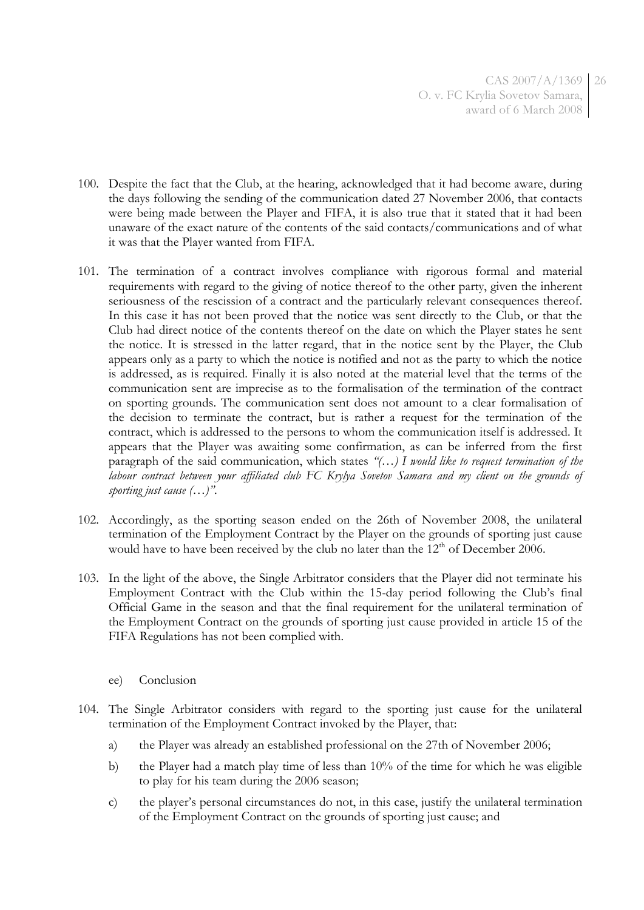100. Despite the fact that the Club, at the hearing, acknowledged that it had become aware, during the days following the sending of the communication dated 27 November 2006, that contacts were being made between the Player and FIFA, it is also true that it stated that it had been unaware of the exact nature of the contents of the said contacts/communications and of what it was that the Player wanted from FIFA.

101. The termination of a contract involves compliance with rigorous formal and material requirements with regard to the giving of notice thereof to the other party, given the inherent seriousness of the rescission of a contract and the particularly relevant consequences thereof. In this case it has not been proved that the notice was sent directly to the Club, or that the Club had direct notice of the contents thereof on the date on which the Player states he sent the notice. It is stressed in the latter regard, that in the notice sent by the Player, the Club appears only as a party to which the notice is notified and not as the party to which the notice is addressed, as is required. Finally it is also noted at the material level that the terms of the communication sent are imprecise as to the formalisation of the termination of the contract on sporting grounds. The communication sent does not amount to a clear formalisation of the decision to terminate the contract, but is rather a request for the termination of the contract, which is addressed to the persons to whom the communication itself is addressed. It appears that the Player was awaiting some confirmation, as can be inferred from the first paragraph of the said communication, which states *"(…) I would like to request termination of the labour contract between your affiliated club FC Krylya Sovetov Samara and my client on the grounds of sporting just cause (…)"*.

102. Accordingly, as the sporting season ended on the 26th of November 2008, the unilateral termination of the Employment Contract by the Player on the grounds of sporting just cause would have to have been received by the club no later than the 12th of December 2006.

103. In the light of the above, the Single Arbitrator considers that the Player did not terminate his Employment Contract with the Club within the 15-day period following the Club's final Official Game in the season and that the final requirement for the unilateral termination of the Employment Contract on the grounds of sporting just cause provided in article 15 of the FIFA Regulations has not been complied with.

ee) Conclusion

104. The Single Arbitrator considers with regard to the sporting just cause for the unilateral termination of the Employment Contract invoked by the Player, that:

  a) the Player was already an established professional on the 27th of November 2006;

  b) the Player had a match play time of less than 10% of the time for which he was eligible to play for his team during the 2006 season;

  c) the player's personal circumstances do not, in this case, justify the unilateral termination of the Employment Contract on the grounds of sporting just cause; and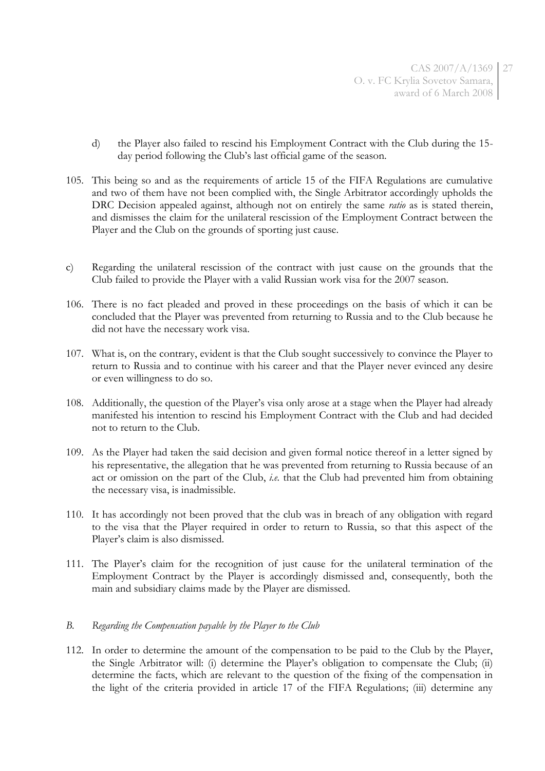d) the Player also failed to rescind his Employment Contract with the Club during the 15-day period following the Club's last official game of the season.

105. This being so and as the requirements of article 15 of the FIFA Regulations are cumulative and two of them have not been complied with, the Single Arbitrator accordingly upholds the DRC Decision appealed against, although not on entirely the same *ratio* as is stated therein, and dismisses the claim for the unilateral rescission of the Employment Contract between the Player and the Club on the grounds of sporting just cause.

c) Regarding the unilateral rescission of the contract with just cause on the grounds that the Club failed to provide the Player with a valid Russian work visa for the 2007 season.

106. There is no fact pleaded and proved in these proceedings on the basis of which it can be concluded that the Player was prevented from returning to Russia and to the Club because he did not have the necessary work visa.

107. What is, on the contrary, evident is that the Club sought successively to convince the Player to return to Russia and to continue with his career and that the Player never evinced any desire or even willingness to do so.

108. Additionally, the question of the Player's visa only arose at a stage when the Player had already manifested his intention to rescind his Employment Contract with the Club and had decided not to return to the Club.

109. As the Player had taken the said decision and given formal notice thereof in a letter signed by his representative, the allegation that he was prevented from returning to Russia because of an act or omission on the part of the Club, *i.e.* that the Club had prevented him from obtaining the necessary visa, is inadmissible.

110. It has accordingly not been proved that the club was in breach of any obligation with regard to the visa that the Player required in order to return to Russia, so that this aspect of the Player's claim is also dismissed.

111. The Player's claim for the recognition of just cause for the unilateral termination of the Employment Contract by the Player is accordingly dismissed and, consequently, both the main and subsidiary claims made by the Player are dismissed.

*B. Regarding the Compensation payable by the Player to the Club*

112. In order to determine the amount of the compensation to be paid to the Club by the Player, the Single Arbitrator will: (i) determine the Player's obligation to compensate the Club; (ii) determine the facts, which are relevant to the question of the fixing of the compensation in the light of the criteria provided in article 17 of the FIFA Regulations; (iii) determine any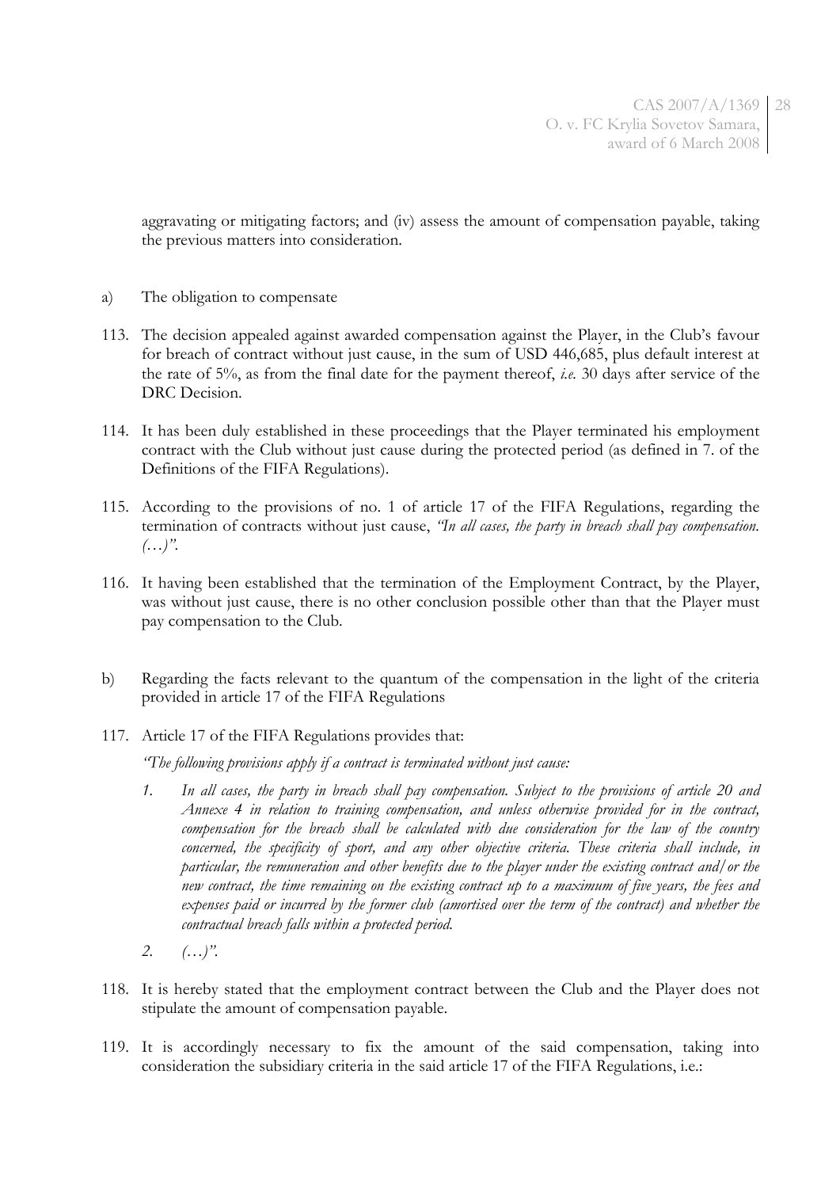aggravating or mitigating factors; and (iv) assess the amount of compensation payable, taking the previous matters into consideration.

a) The obligation to compensate

113. The decision appealed against awarded compensation against the Player, in the Club's favour for breach of contract without just cause, in the sum of USD 446,685, plus default interest at the rate of 5%, as from the final date for the payment thereof, *i.e.* 30 days after service of the DRC Decision.

114. It has been duly established in these proceedings that the Player terminated his employment contract with the Club without just cause during the protected period (as defined in 7. of the Definitions of the FIFA Regulations).

115. According to the provisions of no. 1 of article 17 of the FIFA Regulations, regarding the termination of contracts without just cause, *"In all cases, the party in breach shall pay compensation. (…)"*.

116. It having been established that the termination of the Employment Contract, by the Player, was without just cause, there is no other conclusion possible other than that the Player must pay compensation to the Club.

b) Regarding the facts relevant to the quantum of the compensation in the light of the criteria provided in article 17 of the FIFA Regulations

117. Article 17 of the FIFA Regulations provides that:

*"The following provisions apply if a contract is terminated without just cause:*

1. *In all cases, the party in breach shall pay compensation. Subject to the provisions of article 20 and Annexe 4 in relation to training compensation, and unless otherwise provided for in the contract, compensation for the breach shall be calculated with due consideration for the law of the country concerned, the specificity of sport, and any other objective criteria. These criteria shall include, in particular, the remuneration and other benefits due to the player under the existing contract and/or the new contract, the time remaining on the existing contract up to a maximum of five years, the fees and expenses paid or incurred by the former club (amortised over the term of the contract) and whether the contractual breach falls within a protected period.*
2. *(…)".*

118. It is hereby stated that the employment contract between the Club and the Player does not stipulate the amount of compensation payable.

119. It is accordingly necessary to fix the amount of the said compensation, taking into consideration the subsidiary criteria in the said article 17 of the FIFA Regulations, i.e.: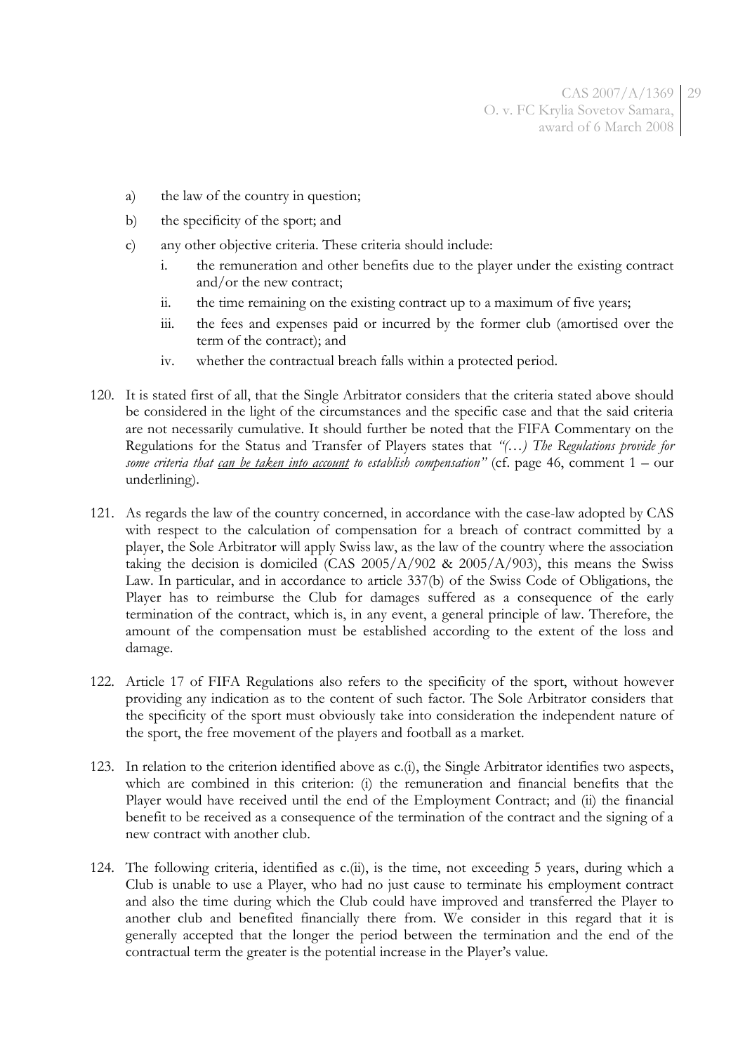a) the law of the country in question;

b) the specificity of the sport; and

c) any other objective criteria. These criteria should include:

   i. the remuneration and other benefits due to the player under the existing contract and/or the new contract;

   ii. the time remaining on the existing contract up to a maximum of five years;

   iii. the fees and expenses paid or incurred by the former club (amortised over the term of the contract); and

   iv. whether the contractual breach falls within a protected period.

120. It is stated first of all, that the Single Arbitrator considers that the criteria stated above should be considered in the light of the circumstances and the specific case and that the said criteria are not necessarily cumulative. It should further be noted that the FIFA Commentary on the Regulations for the Status and Transfer of Players states that *"(…) The Regulations provide for some criteria that <u>can be taken into account</u> to establish compensation"* (cf. page 46, comment 1 – our underlining).

121. As regards the law of the country concerned, in accordance with the case-law adopted by CAS with respect to the calculation of compensation for a breach of contract committed by a player, the Sole Arbitrator will apply Swiss law, as the law of the country where the association taking the decision is domiciled (CAS 2005/A/902 & 2005/A/903), this means the Swiss Law. In particular, and in accordance to article 337(b) of the Swiss Code of Obligations, the Player has to reimburse the Club for damages suffered as a consequence of the early termination of the contract, which is, in any event, a general principle of law. Therefore, the amount of the compensation must be established according to the extent of the loss and damage.

122. Article 17 of FIFA Regulations also refers to the specificity of the sport, without however providing any indication as to the content of such factor. The Sole Arbitrator considers that the specificity of the sport must obviously take into consideration the independent nature of the sport, the free movement of the players and football as a market.

123. In relation to the criterion identified above as c.(i), the Single Arbitrator identifies two aspects, which are combined in this criterion: (i) the remuneration and financial benefits that the Player would have received until the end of the Employment Contract; and (ii) the financial benefit to be received as a consequence of the termination of the contract and the signing of a new contract with another club.

124. The following criteria, identified as c.(ii), is the time, not exceeding 5 years, during which a Club is unable to use a Player, who had no just cause to terminate his employment contract and also the time during which the Club could have improved and transferred the Player to another club and benefited financially there from. We consider in this regard that it is generally accepted that the longer the period between the termination and the end of the contractual term the greater is the potential increase in the Player's value.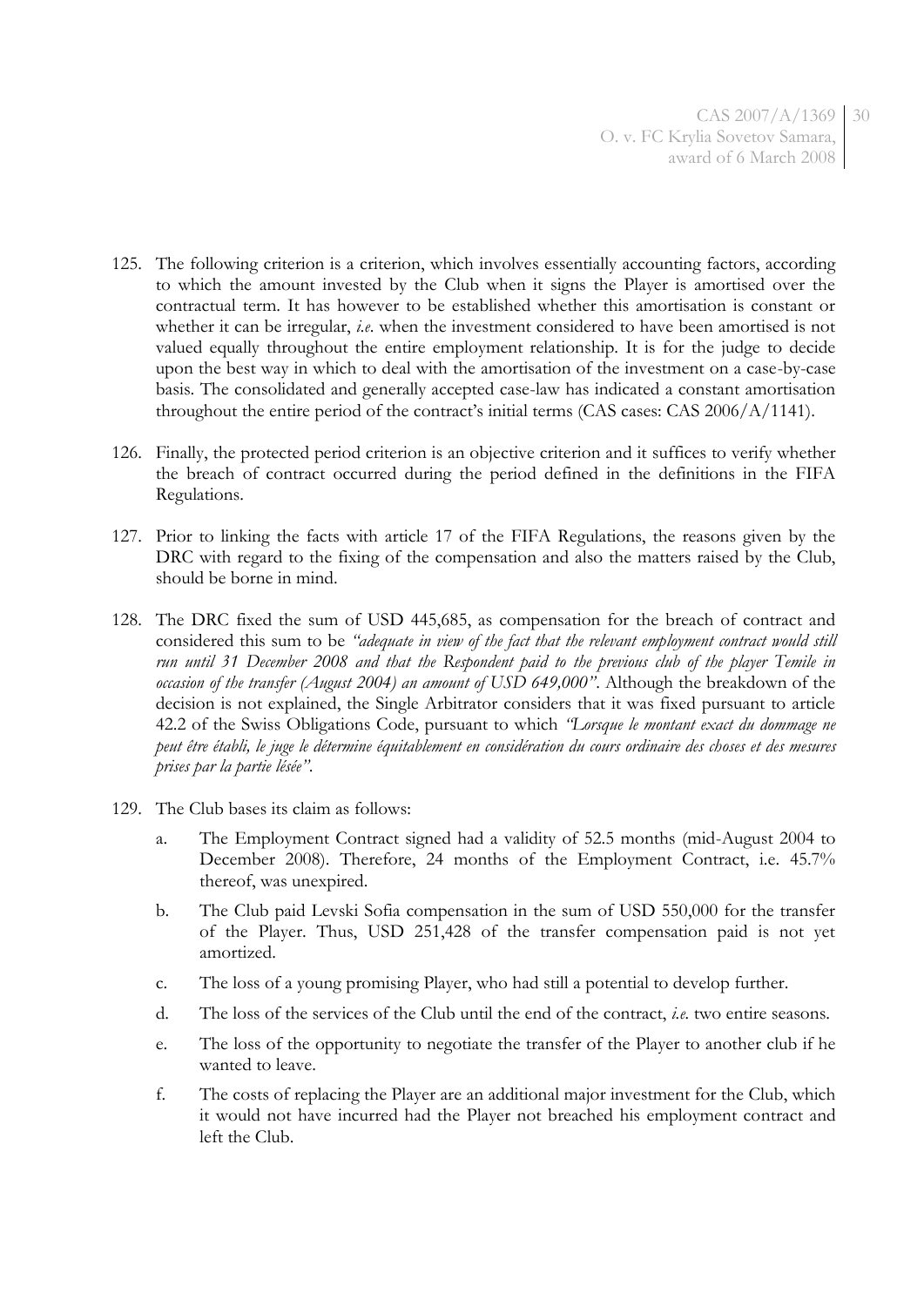125. The following criterion is a criterion, which involves essentially accounting factors, according to which the amount invested by the Club when it signs the Player is amortised over the contractual term. It has however to be established whether this amortisation is constant or whether it can be irregular, *i.e.* when the investment considered to have been amortised is not valued equally throughout the entire employment relationship. It is for the judge to decide upon the best way in which to deal with the amortisation of the investment on a case-by-case basis. The consolidated and generally accepted case-law has indicated a constant amortisation throughout the entire period of the contract's initial terms (CAS cases: CAS 2006/A/1141).

126. Finally, the protected period criterion is an objective criterion and it suffices to verify whether the breach of contract occurred during the period defined in the definitions in the FIFA Regulations.

127. Prior to linking the facts with article 17 of the FIFA Regulations, the reasons given by the DRC with regard to the fixing of the compensation and also the matters raised by the Club, should be borne in mind.

128. The DRC fixed the sum of USD 445,685, as compensation for the breach of contract and considered this sum to be *"adequate in view of the fact that the relevant employment contract would still run until 31 December 2008 and that the Respondent paid to the previous club of the player Temile in occasion of the transfer (August 2004) an amount of USD 649,000"*. Although the breakdown of the decision is not explained, the Single Arbitrator considers that it was fixed pursuant to article 42.2 of the Swiss Obligations Code, pursuant to which *"Lorsque le montant exact du dommage ne peut être établi, le juge le détermine équitablement en considération du cours ordinaire des choses et des mesures prises par la partie lésée"*.

129. The Club bases its claim as follows:

    a. The Employment Contract signed had a validity of 52.5 months (mid-August 2004 to December 2008). Therefore, 24 months of the Employment Contract, i.e. 45.7% thereof, was unexpired.

    b. The Club paid Levski Sofia compensation in the sum of USD 550,000 for the transfer of the Player. Thus, USD 251,428 of the transfer compensation paid is not yet amortized.

    c. The loss of a young promising Player, who had still a potential to develop further.

    d. The loss of the services of the Club until the end of the contract, *i.e.* two entire seasons.

    e. The loss of the opportunity to negotiate the transfer of the Player to another club if he wanted to leave.

    f. The costs of replacing the Player are an additional major investment for the Club, which it would not have incurred had the Player not breached his employment contract and left the Club.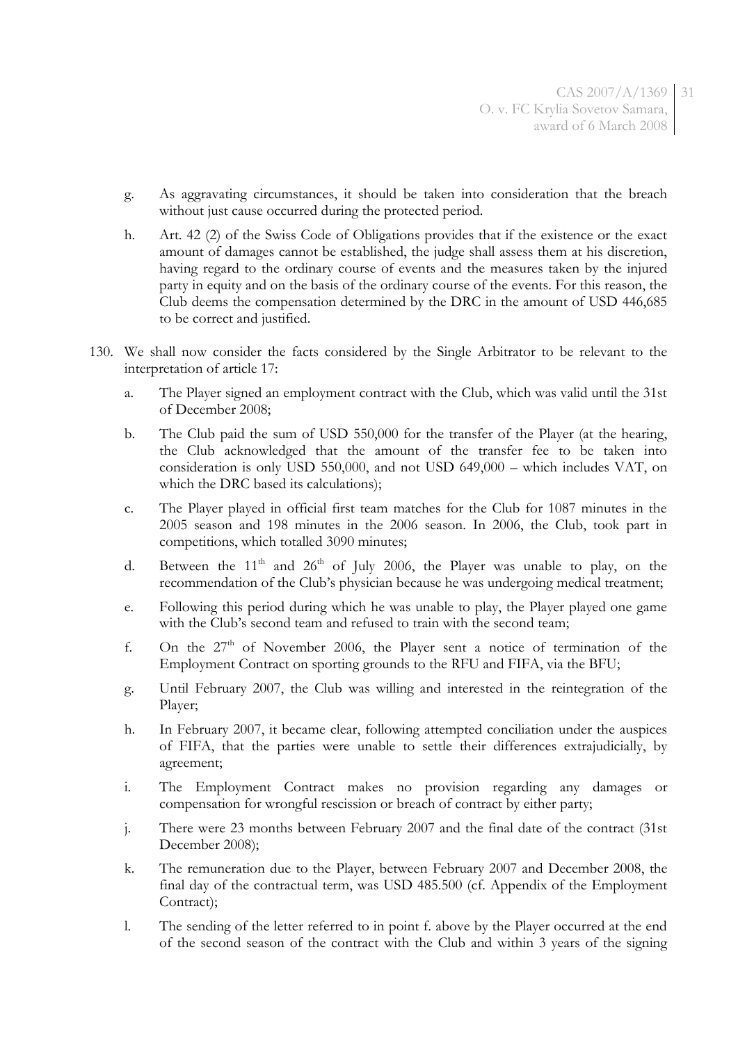g. As aggravating circumstances, it should be taken into consideration that the breach without just cause occurred during the protected period.

h. Art. 42 (2) of the Swiss Code of Obligations provides that if the existence or the exact amount of damages cannot be established, the judge shall assess them at his discretion, having regard to the ordinary course of events and the measures taken by the injured party in equity and on the basis of the ordinary course of the events. For this reason, the Club deems the compensation determined by the DRC in the amount of USD 446,685 to be correct and justified.

130. We shall now consider the facts considered by the Single Arbitrator to be relevant to the interpretation of article 17:

a. The Player signed an employment contract with the Club, which was valid until the 31st of December 2008;

b. The Club paid the sum of USD 550,000 for the transfer of the Player (at the hearing, the Club acknowledged that the amount of the transfer fee to be taken into consideration is only USD 550,000, and not USD 649,000 – which includes VAT, on which the DRC based its calculations);

c. The Player played in official first team matches for the Club for 1087 minutes in the 2005 season and 198 minutes in the 2006 season. In 2006, the Club, took part in competitions, which totalled 3090 minutes;

d. Between the 11th and 26th of July 2006, the Player was unable to play, on the recommendation of the Club's physician because he was undergoing medical treatment;

e. Following this period during which he was unable to play, the Player played one game with the Club's second team and refused to train with the second team;

f. On the 27th of November 2006, the Player sent a notice of termination of the Employment Contract on sporting grounds to the RFU and FIFA, via the BFU;

g. Until February 2007, the Club was willing and interested in the reintegration of the Player;

h. In February 2007, it became clear, following attempted conciliation under the auspices of FIFA, that the parties were unable to settle their differences extrajudicially, by agreement;

i. The Employment Contract makes no provision regarding any damages or compensation for wrongful rescission or breach of contract by either party;

j. There were 23 months between February 2007 and the final date of the contract (31st December 2008);

k. The remuneration due to the Player, between February 2007 and December 2008, the final day of the contractual term, was USD 485.500 (cf. Appendix of the Employment Contract);

l. The sending of the letter referred to in point f. above by the Player occurred at the end of the second season of the contract with the Club and within 3 years of the signing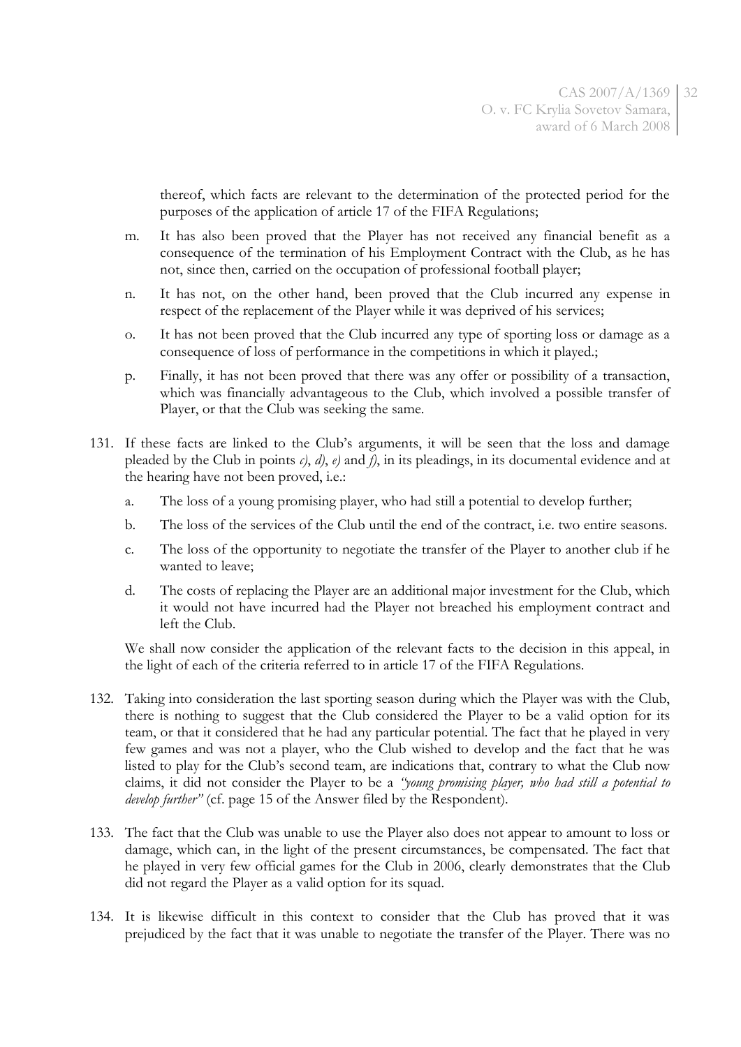thereof, which facts are relevant to the determination of the protected period for the purposes of the application of article 17 of the FIFA Regulations;

m. It has also been proved that the Player has not received any financial benefit as a consequence of the termination of his Employment Contract with the Club, as he has not, since then, carried on the occupation of professional football player;

n. It has not, on the other hand, been proved that the Club incurred any expense in respect of the replacement of the Player while it was deprived of his services;

o. It has not been proved that the Club incurred any type of sporting loss or damage as a consequence of loss of performance in the competitions in which it played.;

p. Finally, it has not been proved that there was any offer or possibility of a transaction, which was financially advantageous to the Club, which involved a possible transfer of Player, or that the Club was seeking the same.

131. If these facts are linked to the Club's arguments, it will be seen that the loss and damage pleaded by the Club in points *c)*, *d)*, *e)* and *f)*, in its pleadings, in its documental evidence and at the hearing have not been proved, i.e.:

    a. The loss of a young promising player, who had still a potential to develop further;

    b. The loss of the services of the Club until the end of the contract, i.e. two entire seasons.

    c. The loss of the opportunity to negotiate the transfer of the Player to another club if he wanted to leave;

    d. The costs of replacing the Player are an additional major investment for the Club, which it would not have incurred had the Player not breached his employment contract and left the Club.

    We shall now consider the application of the relevant facts to the decision in this appeal, in the light of each of the criteria referred to in article 17 of the FIFA Regulations.

132. Taking into consideration the last sporting season during which the Player was with the Club, there is nothing to suggest that the Club considered the Player to be a valid option for its team, or that it considered that he had any particular potential. The fact that he played in very few games and was not a player, who the Club wished to develop and the fact that he was listed to play for the Club's second team, are indications that, contrary to what the Club now claims, it did not consider the Player to be a *"young promising player, who had still a potential to develop further"* (cf. page 15 of the Answer filed by the Respondent).

133. The fact that the Club was unable to use the Player also does not appear to amount to loss or damage, which can, in the light of the present circumstances, be compensated. The fact that he played in very few official games for the Club in 2006, clearly demonstrates that the Club did not regard the Player as a valid option for its squad.

134. It is likewise difficult in this context to consider that the Club has proved that it was prejudiced by the fact that it was unable to negotiate the transfer of the Player. There was no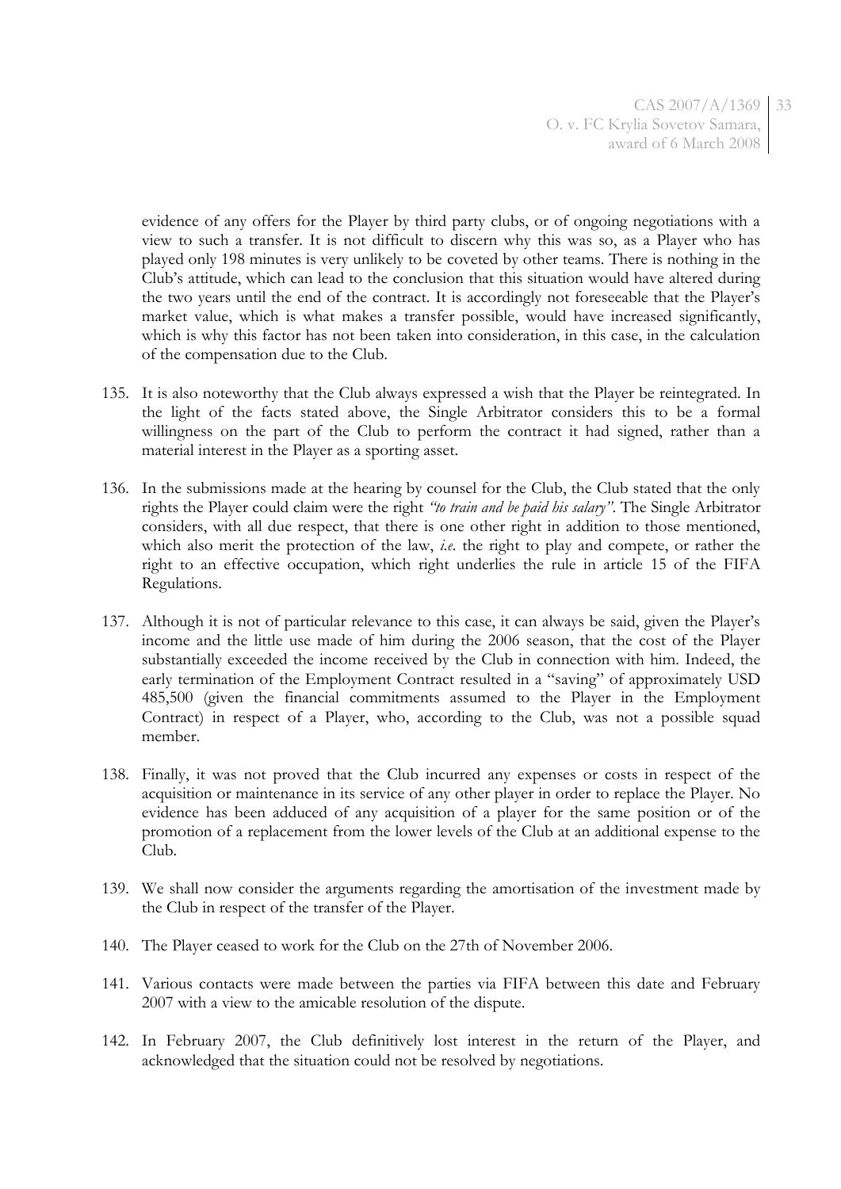evidence of any offers for the Player by third party clubs, or of ongoing negotiations with a view to such a transfer. It is not difficult to discern why this was so, as a Player who has played only 198 minutes is very unlikely to be coveted by other teams. There is nothing in the Club's attitude, which can lead to the conclusion that this situation would have altered during the two years until the end of the contract. It is accordingly not foreseeable that the Player's market value, which is what makes a transfer possible, would have increased significantly, which is why this factor has not been taken into consideration, in this case, in the calculation of the compensation due to the Club.

135. It is also noteworthy that the Club always expressed a wish that the Player be reintegrated. In the light of the facts stated above, the Single Arbitrator considers this to be a formal willingness on the part of the Club to perform the contract it had signed, rather than a material interest in the Player as a sporting asset.

136. In the submissions made at the hearing by counsel for the Club, the Club stated that the only rights the Player could claim were the right *"to train and be paid his salary"*. The Single Arbitrator considers, with all due respect, that there is one other right in addition to those mentioned, which also merit the protection of the law, *i.e.* the right to play and compete, or rather the right to an effective occupation, which right underlies the rule in article 15 of the FIFA Regulations.

137. Although it is not of particular relevance to this case, it can always be said, given the Player's income and the little use made of him during the 2006 season, that the cost of the Player substantially exceeded the income received by the Club in connection with him. Indeed, the early termination of the Employment Contract resulted in a "saving" of approximately USD 485,500 (given the financial commitments assumed to the Player in the Employment Contract) in respect of a Player, who, according to the Club, was not a possible squad member.

138. Finally, it was not proved that the Club incurred any expenses or costs in respect of the acquisition or maintenance in its service of any other player in order to replace the Player. No evidence has been adduced of any acquisition of a player for the same position or of the promotion of a replacement from the lower levels of the Club at an additional expense to the Club.

139. We shall now consider the arguments regarding the amortisation of the investment made by the Club in respect of the transfer of the Player.

140. The Player ceased to work for the Club on the 27th of November 2006.

141. Various contacts were made between the parties via FIFA between this date and February 2007 with a view to the amicable resolution of the dispute.

142. In February 2007, the Club definitively lost interest in the return of the Player, and acknowledged that the situation could not be resolved by negotiations.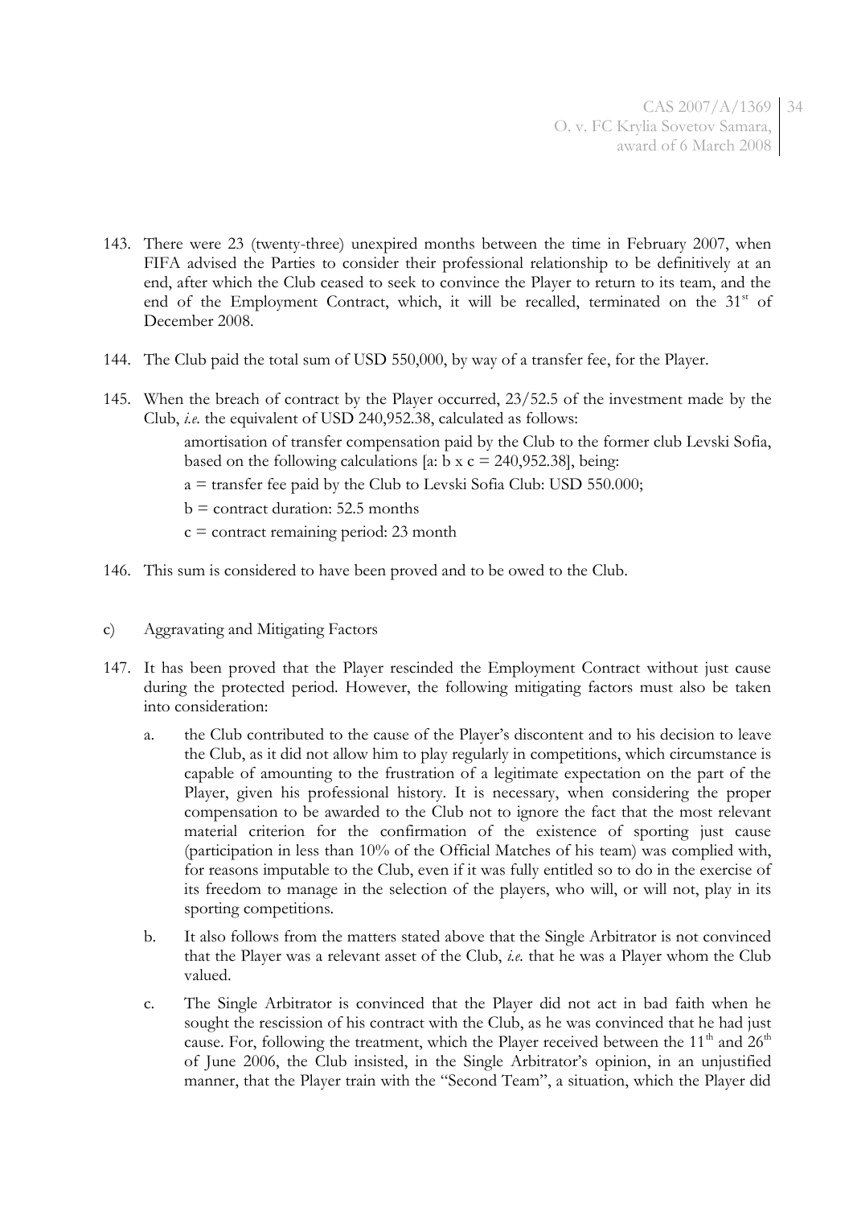143. There were 23 (twenty-three) unexpired months between the time in February 2007, when FIFA advised the Parties to consider their professional relationship to be definitively at an end, after which the Club ceased to seek to convince the Player to return to its team, and the end of the Employment Contract, which, it will be recalled, terminated on the 31st of December 2008.

144. The Club paid the total sum of USD 550,000, by way of a transfer fee, for the Player.

145. When the breach of contract by the Player occurred, 23/52.5 of the investment made by the Club, *i.e.* the equivalent of USD 240,952.38, calculated as follows:

    amortisation of transfer compensation paid by the Club to the former club Levski Sofia, based on the following calculations [a: b x c = 240,952.38], being:

    a = transfer fee paid by the Club to Levski Sofia Club: USD 550.000;

    b = contract duration: 52.5 months

    c = contract remaining period: 23 month

146. This sum is considered to have been proved and to be owed to the Club.

c) Aggravating and Mitigating Factors

147. It has been proved that the Player rescinded the Employment Contract without just cause during the protected period. However, the following mitigating factors must also be taken into consideration:

    a. the Club contributed to the cause of the Player's discontent and to his decision to leave the Club, as it did not allow him to play regularly in competitions, which circumstance is capable of amounting to the frustration of a legitimate expectation on the part of the Player, given his professional history. It is necessary, when considering the proper compensation to be awarded to the Club not to ignore the fact that the most relevant material criterion for the confirmation of the existence of sporting just cause (participation in less than 10% of the Official Matches of his team) was complied with, for reasons imputable to the Club, even if it was fully entitled so to do in the exercise of its freedom to manage in the selection of the players, who will, or will not, play in its sporting competitions.

    b. It also follows from the matters stated above that the Single Arbitrator is not convinced that the Player was a relevant asset of the Club, *i.e.* that he was a Player whom the Club valued.

    c. The Single Arbitrator is convinced that the Player did not act in bad faith when he sought the rescission of his contract with the Club, as he was convinced that he had just cause. For, following the treatment, which the Player received between the 11th and 26th of June 2006, the Club insisted, in the Single Arbitrator's opinion, in an unjustified manner, that the Player train with the "Second Team", a situation, which the Player did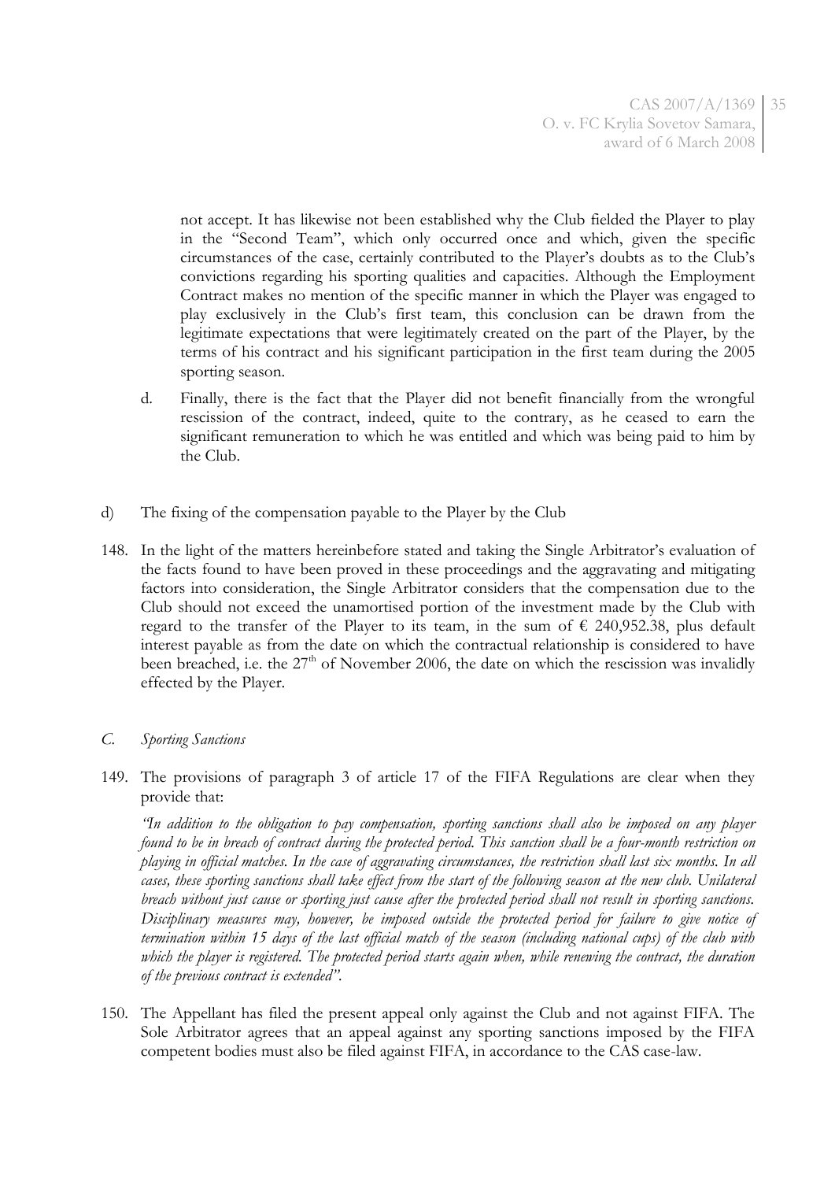not accept. It has likewise not been established why the Club fielded the Player to play in the "Second Team", which only occurred once and which, given the specific circumstances of the case, certainly contributed to the Player's doubts as to the Club's convictions regarding his sporting qualities and capacities. Although the Employment Contract makes no mention of the specific manner in which the Player was engaged to play exclusively in the Club's first team, this conclusion can be drawn from the legitimate expectations that were legitimately created on the part of the Player, by the terms of his contract and his significant participation in the first team during the 2005 sporting season.

d. Finally, there is the fact that the Player did not benefit financially from the wrongful rescission of the contract, indeed, quite to the contrary, as he ceased to earn the significant remuneration to which he was entitled and which was being paid to him by the Club.

d) The fixing of the compensation payable to the Player by the Club

148. In the light of the matters hereinbefore stated and taking the Single Arbitrator's evaluation of the facts found to have been proved in these proceedings and the aggravating and mitigating factors into consideration, the Single Arbitrator considers that the compensation due to the Club should not exceed the unamortised portion of the investment made by the Club with regard to the transfer of the Player to its team, in the sum of € 240,952.38, plus default interest payable as from the date on which the contractual relationship is considered to have been breached, i.e. the 27th of November 2006, the date on which the rescission was invalidly effected by the Player.

*C. Sporting Sanctions*

149. The provisions of paragraph 3 of article 17 of the FIFA Regulations are clear when they provide that:

*"In addition to the obligation to pay compensation, sporting sanctions shall also be imposed on any player found to be in breach of contract during the protected period. This sanction shall be a four-month restriction on playing in official matches. In the case of aggravating circumstances, the restriction shall last six months. In all cases, these sporting sanctions shall take effect from the start of the following season at the new club. Unilateral breach without just cause or sporting just cause after the protected period shall not result in sporting sanctions. Disciplinary measures may, however, be imposed outside the protected period for failure to give notice of termination within 15 days of the last official match of the season (including national cups) of the club with which the player is registered. The protected period starts again when, while renewing the contract, the duration of the previous contract is extended".*

150. The Appellant has filed the present appeal only against the Club and not against FIFA. The Sole Arbitrator agrees that an appeal against any sporting sanctions imposed by the FIFA competent bodies must also be filed against FIFA, in accordance to the CAS case-law.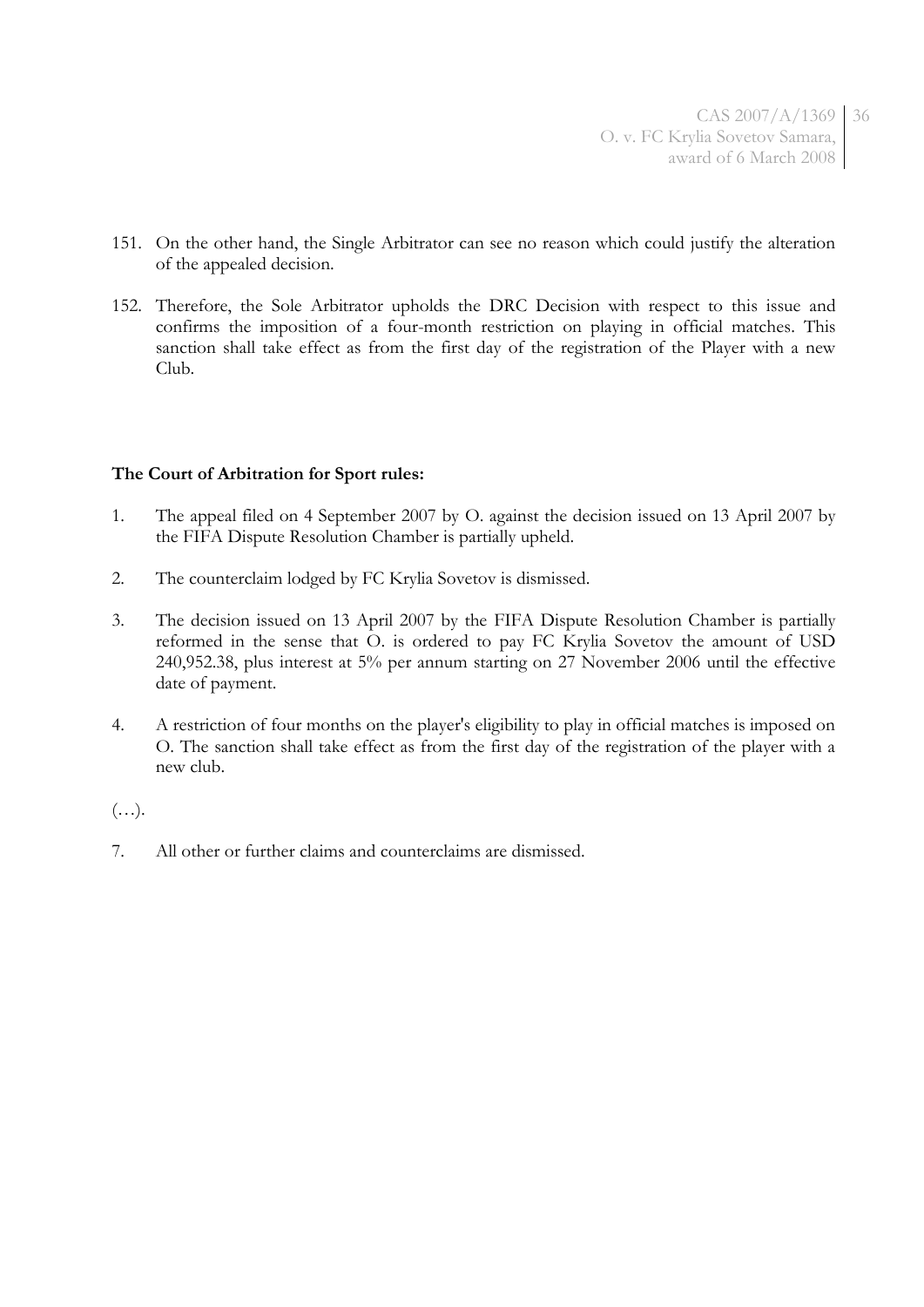151. On the other hand, the Single Arbitrator can see no reason which could justify the alteration of the appealed decision.

152. Therefore, the Sole Arbitrator upholds the DRC Decision with respect to this issue and confirms the imposition of a four-month restriction on playing in official matches. This sanction shall take effect as from the first day of the registration of the Player with a new Club.

**The Court of Arbitration for Sport rules:**

1. The appeal filed on 4 September 2007 by O. against the decision issued on 13 April 2007 by the FIFA Dispute Resolution Chamber is partially upheld.

2. The counterclaim lodged by FC Krylia Sovetov is dismissed.

3. The decision issued on 13 April 2007 by the FIFA Dispute Resolution Chamber is partially reformed in the sense that O. is ordered to pay FC Krylia Sovetov the amount of USD 240,952.38, plus interest at 5% per annum starting on 27 November 2006 until the effective date of payment.

4. A restriction of four months on the player's eligibility to play in official matches is imposed on O. The sanction shall take effect as from the first day of the registration of the player with a new club.

(…).

7. All other or further claims and counterclaims are dismissed.